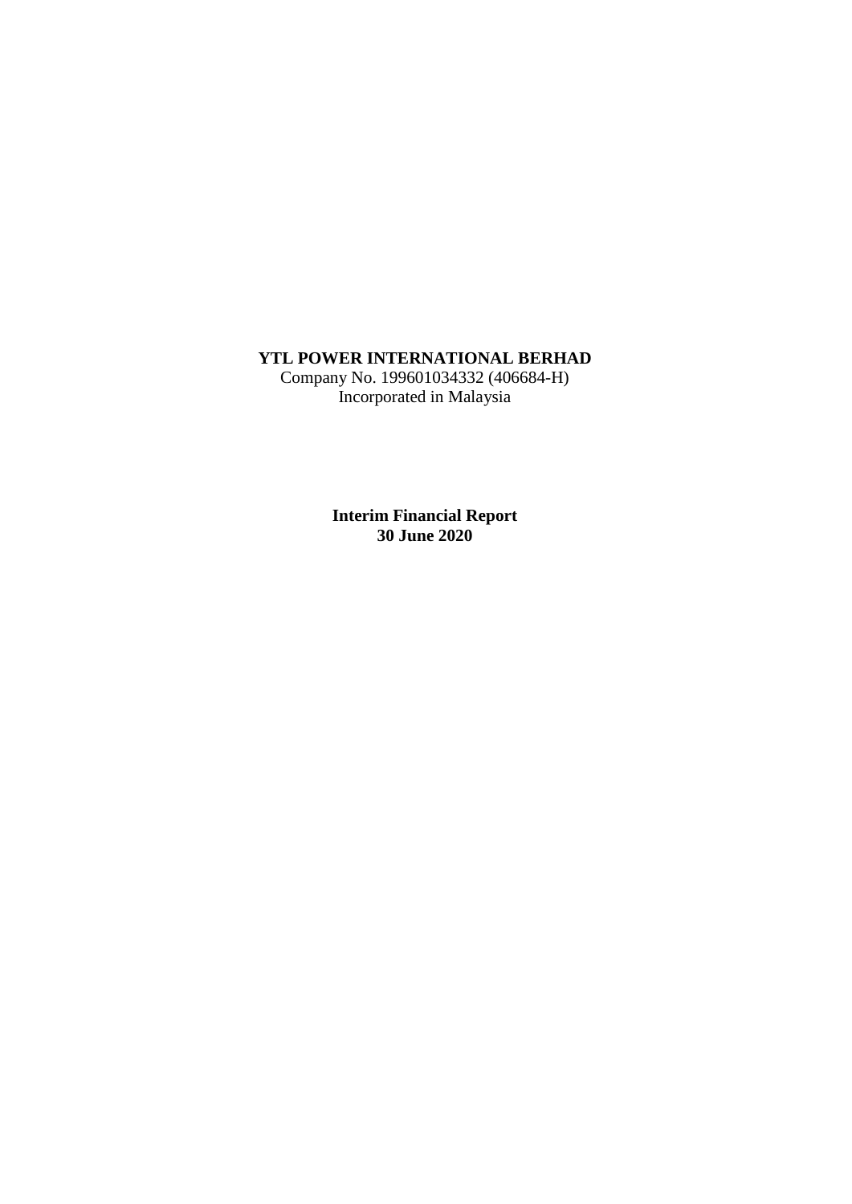**YTL POWER INTERNATIONAL BERHAD**
Company No. 199601034332 (406684-H)
Incorporated in Malaysia

**Interim Financial Report**
**30 June 2020**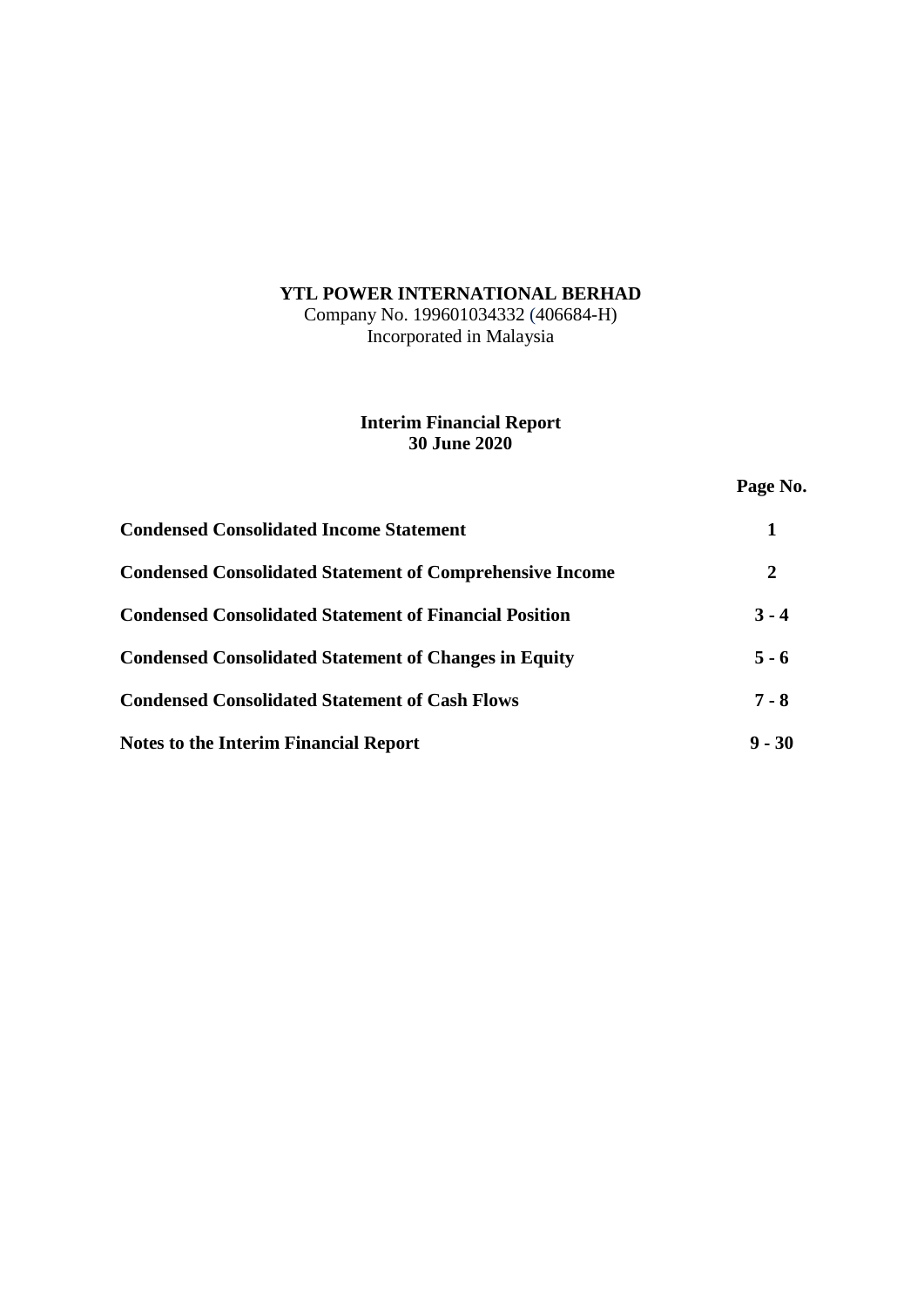**YTL POWER INTERNATIONAL BERHAD**
Company No. 199601034332 (406684-H)
Incorporated in Malaysia

**Interim Financial Report**
**30 June 2020**

| | Page No. |
|---|---|
| **Condensed Consolidated Income Statement** | **1** |
| **Condensed Consolidated Statement of Comprehensive Income** | **2** |
| **Condensed Consolidated Statement of Financial Position** | **3 - 4** |
| **Condensed Consolidated Statement of Changes in Equity** | **5 - 6** |
| **Condensed Consolidated Statement of Cash Flows** | **7 - 8** |
| **Notes to the Interim Financial Report** | **9 - 30** |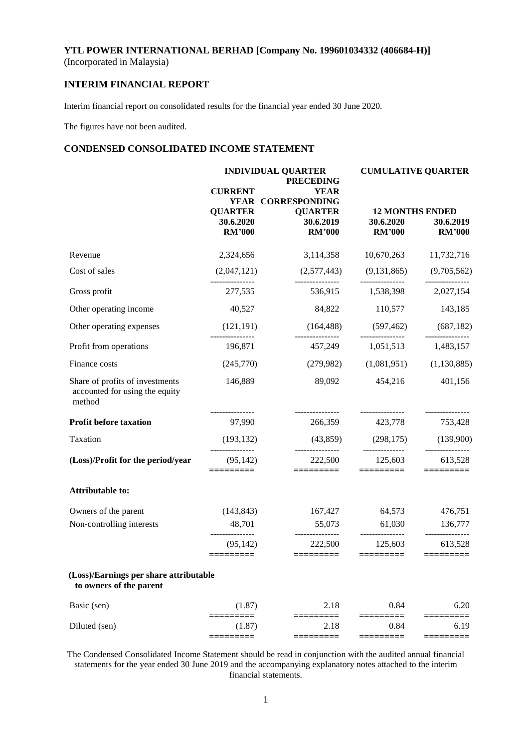**YTL POWER INTERNATIONAL BERHAD [Company No. 199601034332 (406684-H)]**
(Incorporated in Malaysia)

## INTERIM FINANCIAL REPORT

Interim financial report on consolidated results for the financial year ended 30 June 2020.

The figures have not been audited.

## CONDENSED CONSOLIDATED INCOME STATEMENT

| | INDIVIDUAL QUARTER | | CUMULATIVE QUARTER | |
|---|---|---|---|---|
| | CURRENT YEAR QUARTER | PRECEDING YEAR CORRESPONDING QUARTER | 12 MONTHS ENDED | |
| | 30.6.2020 | 30.6.2019 | 30.6.2020 | 30.6.2019 |
| | RM'000 | RM'000 | RM'000 | RM'000 |
| Revenue | 2,324,656 | 3,114,358 | 10,670,263 | 11,732,716 |
| Cost of sales | (2,047,121) | (2,577,443) | (9,131,865) | (9,705,562) |
| Gross profit | 277,535 | 536,915 | 1,538,398 | 2,027,154 |
| Other operating income | 40,527 | 84,822 | 110,577 | 143,185 |
| Other operating expenses | (121,191) | (164,488) | (597,462) | (687,182) |
| Profit from operations | 196,871 | 457,249 | 1,051,513 | 1,483,157 |
| Finance costs | (245,770) | (279,982) | (1,081,951) | (1,130,885) |
| Share of profits of investments accounted for using the equity method | 146,889 | 89,092 | 454,216 | 401,156 |
| **Profit before taxation** | 97,990 | 266,359 | 423,778 | 753,428 |
| Taxation | (193,132) | (43,859) | (298,175) | (139,900) |
| **(Loss)/Profit for the period/year** | (95,142) | 222,500 | 125,603 | 613,528 |
| **Attributable to:** | | | | |
| Owners of the parent | (143,843) | 167,427 | 64,573 | 476,751 |
| Non-controlling interests | 48,701 | 55,073 | 61,030 | 136,777 |
| | (95,142) | 222,500 | 125,603 | 613,528 |
| **(Loss)/Earnings per share attributable to owners of the parent** | | | | |
| Basic (sen) | (1.87) | 2.18 | 0.84 | 6.20 |
| Diluted (sen) | (1.87) | 2.18 | 0.84 | 6.19 |

The Condensed Consolidated Income Statement should be read in conjunction with the audited annual financial statements for the year ended 30 June 2019 and the accompanying explanatory notes attached to the interim financial statements.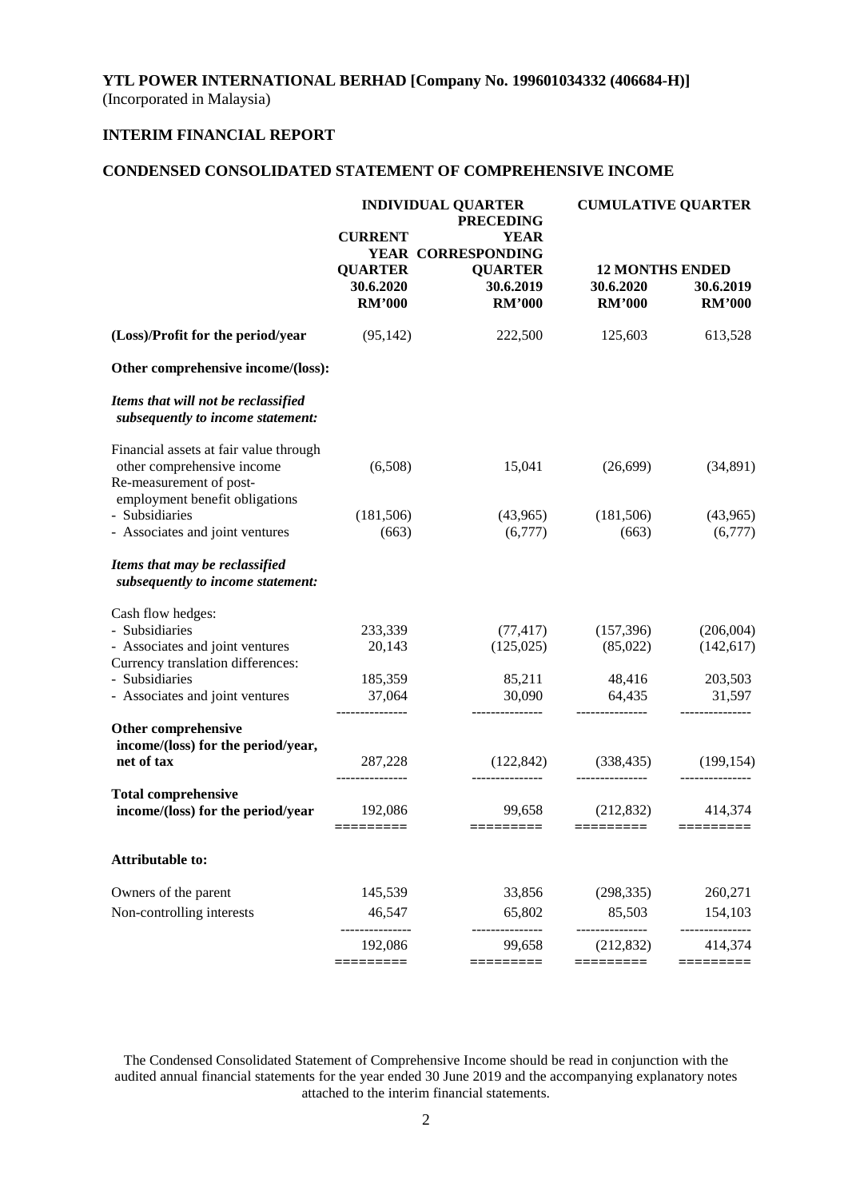**YTL POWER INTERNATIONAL BERHAD [Company No. 199601034332 (406684-H)]**
(Incorporated in Malaysia)

**INTERIM FINANCIAL REPORT**

**CONDENSED CONSOLIDATED STATEMENT OF COMPREHENSIVE INCOME**

| | INDIVIDUAL QUARTER | | CUMULATIVE QUARTER | |
|---|---|---|---|---|
| | CURRENT YEAR QUARTER | PRECEDING YEAR CORRESPONDING QUARTER | 12 MONTHS ENDED | |
| | 30.6.2020 | 30.6.2019 | 30.6.2020 | 30.6.2019 |
| | RM'000 | RM'000 | RM'000 | RM'000 |
| **(Loss)/Profit for the period/year** | (95,142) | 222,500 | 125,603 | 613,528 |
| **Other comprehensive income/(loss):** | | | | |
| ***Items that will not be reclassified subsequently to income statement:*** | | | | |
| Financial assets at fair value through other comprehensive income | (6,508) | 15,041 | (26,699) | (34,891) |
| Re-measurement of post-employment benefit obligations | | | | |
| - Subsidiaries | (181,506) | (43,965) | (181,506) | (43,965) |
| - Associates and joint ventures | (663) | (6,777) | (663) | (6,777) |
| ***Items that may be reclassified subsequently to income statement:*** | | | | |
| Cash flow hedges: | | | | |
| - Subsidiaries | 233,339 | (77,417) | (157,396) | (206,004) |
| - Associates and joint ventures | 20,143 | (125,025) | (85,022) | (142,617) |
| Currency translation differences: | | | | |
| - Subsidiaries | 185,359 | 85,211 | 48,416 | 203,503 |
| - Associates and joint ventures | 37,064 | 30,090 | 64,435 | 31,597 |
| **Other comprehensive income/(loss) for the period/year, net of tax** | 287,228 | (122,842) | (338,435) | (199,154) |
| **Total comprehensive income/(loss) for the period/year** | 192,086 | 99,658 | (212,832) | 414,374 |
| **Attributable to:** | | | | |
| Owners of the parent | 145,539 | 33,856 | (298,335) | 260,271 |
| Non-controlling interests | 46,547 | 65,802 | 85,503 | 154,103 |
| | 192,086 | 99,658 | (212,832) | 414,374 |

The Condensed Consolidated Statement of Comprehensive Income should be read in conjunction with the audited annual financial statements for the year ended 30 June 2019 and the accompanying explanatory notes attached to the interim financial statements.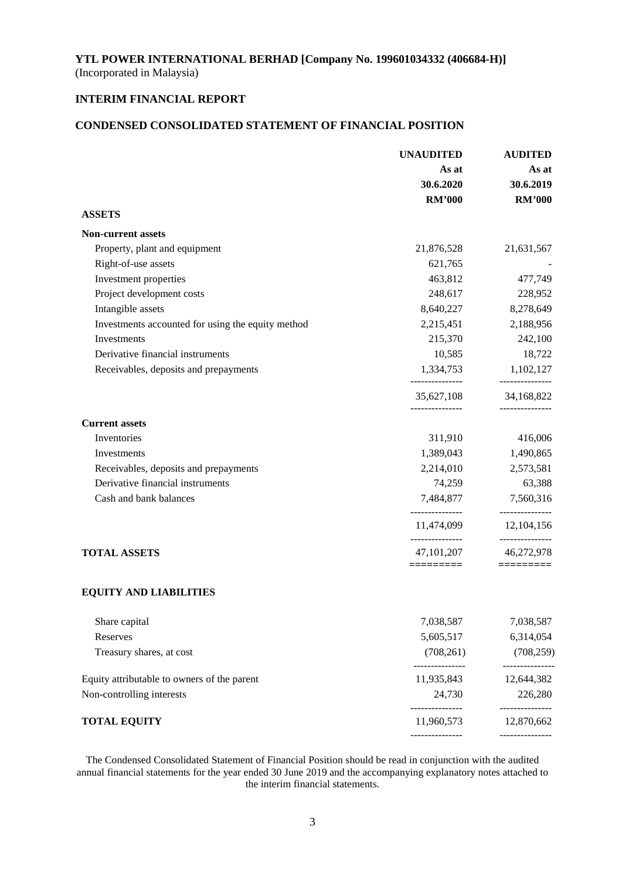**YTL POWER INTERNATIONAL BERHAD [Company No. 199601034332 (406684-H)]**
(Incorporated in Malaysia)

**INTERIM FINANCIAL REPORT**

**CONDENSED CONSOLIDATED STATEMENT OF FINANCIAL POSITION**

| | UNAUDITED | AUDITED |
|---|---|---|
| | As at | As at |
| | 30.6.2020 | 30.6.2019 |
| | RM'000 | RM'000 |
| **ASSETS** | | |
| **Non-current assets** | | |
| Property, plant and equipment | 21,876,528 | 21,631,567 |
| Right-of-use assets | 621,765 | - |
| Investment properties | 463,812 | 477,749 |
| Project development costs | 248,617 | 228,952 |
| Intangible assets | 8,640,227 | 8,278,649 |
| Investments accounted for using the equity method | 2,215,451 | 2,188,956 |
| Investments | 215,370 | 242,100 |
| Derivative financial instruments | 10,585 | 18,722 |
| Receivables, deposits and prepayments | 1,334,753 | 1,102,127 |
| | 35,627,108 | 34,168,822 |
| **Current assets** | | |
| Inventories | 311,910 | 416,006 |
| Investments | 1,389,043 | 1,490,865 |
| Receivables, deposits and prepayments | 2,214,010 | 2,573,581 |
| Derivative financial instruments | 74,259 | 63,388 |
| Cash and bank balances | 7,484,877 | 7,560,316 |
| | 11,474,099 | 12,104,156 |
| **TOTAL ASSETS** | 47,101,207 | 46,272,978 |
| **EQUITY AND LIABILITIES** | | |
| Share capital | 7,038,587 | 7,038,587 |
| Reserves | 5,605,517 | 6,314,054 |
| Treasury shares, at cost | (708,261) | (708,259) |
| Equity attributable to owners of the parent | 11,935,843 | 12,644,382 |
| Non-controlling interests | 24,730 | 226,280 |
| **TOTAL EQUITY** | 11,960,573 | 12,870,662 |

The Condensed Consolidated Statement of Financial Position should be read in conjunction with the audited annual financial statements for the year ended 30 June 2019 and the accompanying explanatory notes attached to the interim financial statements.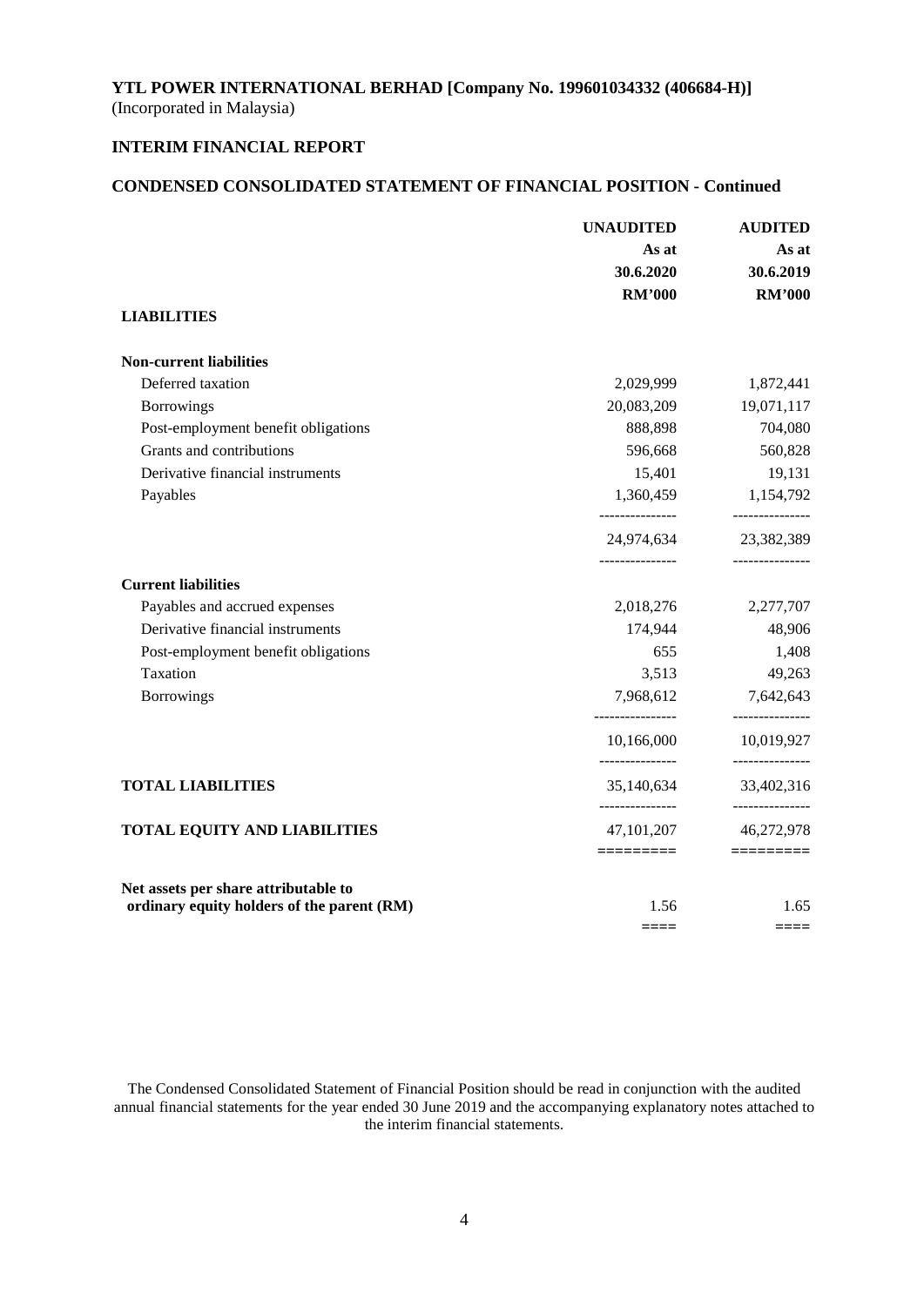**YTL POWER INTERNATIONAL BERHAD [Company No. 199601034332 (406684-H)]**
(Incorporated in Malaysia)

**INTERIM FINANCIAL REPORT**

**CONDENSED CONSOLIDATED STATEMENT OF FINANCIAL POSITION - Continued**

| | **UNAUDITED As at 30.6.2020 RM'000** | **AUDITED As at 30.6.2019 RM'000** |
|---|---|---|
| **LIABILITIES** | | |
| **Non-current liabilities** | | |
| Deferred taxation | 2,029,999 | 1,872,441 |
| Borrowings | 20,083,209 | 19,071,117 |
| Post-employment benefit obligations | 888,898 | 704,080 |
| Grants and contributions | 596,668 | 560,828 |
| Derivative financial instruments | 15,401 | 19,131 |
| Payables | 1,360,459 | 1,154,792 |
| | 24,974,634 | 23,382,389 |
| **Current liabilities** | | |
| Payables and accrued expenses | 2,018,276 | 2,277,707 |
| Derivative financial instruments | 174,944 | 48,906 |
| Post-employment benefit obligations | 655 | 1,408 |
| Taxation | 3,513 | 49,263 |
| Borrowings | 7,968,612 | 7,642,643 |
| | 10,166,000 | 10,019,927 |
| **TOTAL LIABILITIES** | 35,140,634 | 33,402,316 |
| **TOTAL EQUITY AND LIABILITIES** | 47,101,207 | 46,272,978 |
| **Net assets per share attributable to ordinary equity holders of the parent (RM)** | 1.56 | 1.65 |

The Condensed Consolidated Statement of Financial Position should be read in conjunction with the audited annual financial statements for the year ended 30 June 2019 and the accompanying explanatory notes attached to the interim financial statements.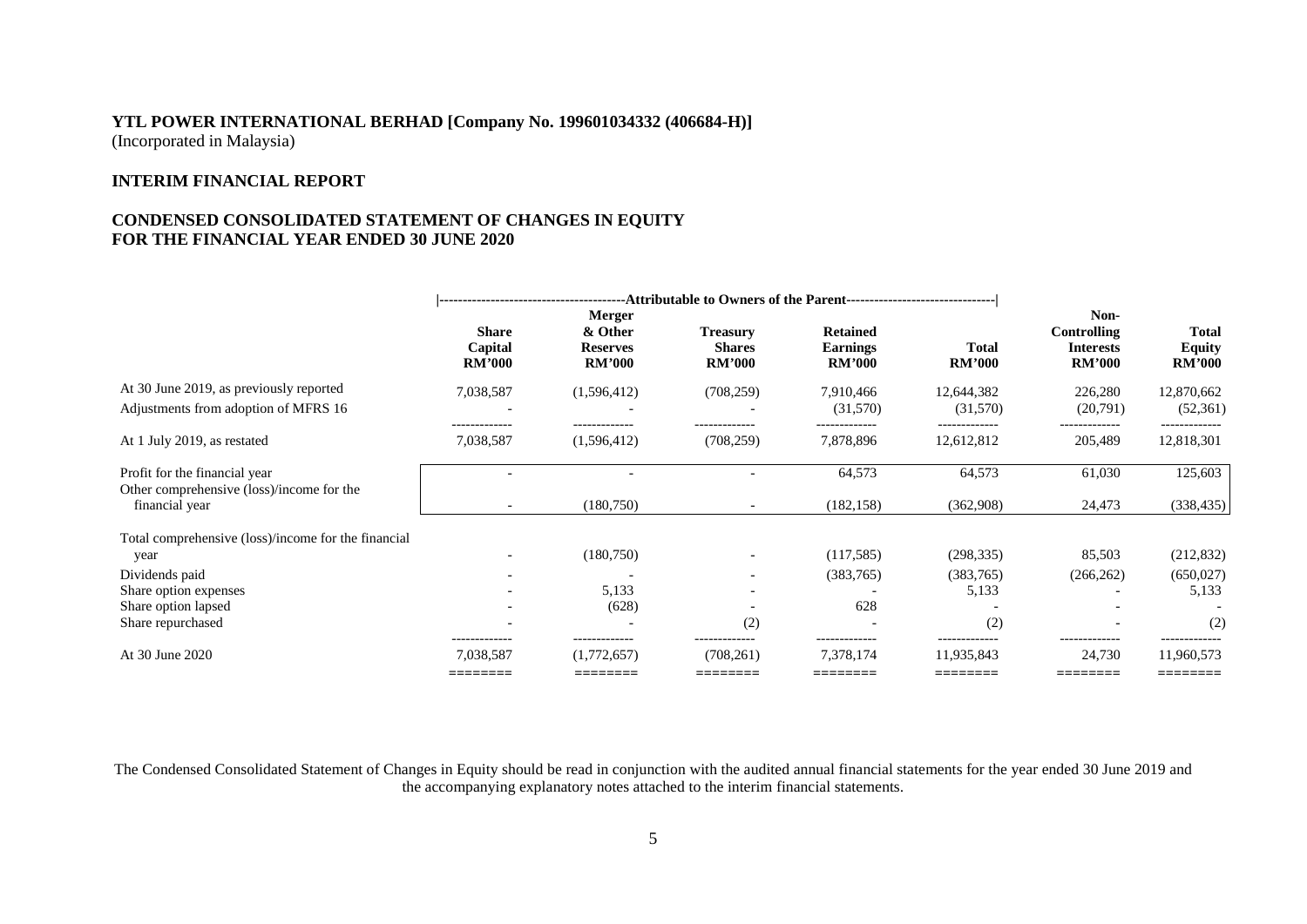**YTL POWER INTERNATIONAL BERHAD [Company No. 199601034332 (406684-H)]**
(Incorporated in Malaysia)

**INTERIM FINANCIAL REPORT**

**CONDENSED CONSOLIDATED STATEMENT OF CHANGES IN EQUITY**
**FOR THE FINANCIAL YEAR ENDED 30 JUNE 2020**

| | Attributable to Owners of the Parent | | | | | | |
|---|---|---|---|---|---|---|---|
| | **Share Capital RM'000** | **Merger & Other Reserves RM'000** | **Treasury Shares RM'000** | **Retained Earnings RM'000** | **Total RM'000** | **Non-Controlling Interests RM'000** | **Total Equity RM'000** |
| At 30 June 2019, as previously reported | 7,038,587 | (1,596,412) | (708,259) | 7,910,466 | 12,644,382 | 226,280 | 12,870,662 |
| Adjustments from adoption of MFRS 16 | - | - | - | (31,570) | (31,570) | (20,791) | (52,361) |
| At 1 July 2019, as restated | 7,038,587 | (1,596,412) | (708,259) | 7,878,896 | 12,612,812 | 205,489 | 12,818,301 |
| Profit for the financial year | - | - | - | 64,573 | 64,573 | 61,030 | 125,603 |
| Other comprehensive (loss)/income for the financial year | - | (180,750) | - | (182,158) | (362,908) | 24,473 | (338,435) |
| Total comprehensive (loss)/income for the financial year | - | (180,750) | - | (117,585) | (298,335) | 85,503 | (212,832) |
| Dividends paid | - | - | - | (383,765) | (383,765) | (266,262) | (650,027) |
| Share option expenses | - | 5,133 | - | - | 5,133 | - | 5,133 |
| Share option lapsed | - | (628) | - | 628 | - | - | - |
| Share repurchased | - | - | (2) | - | (2) | - | (2) |
| At 30 June 2020 | 7,038,587 | (1,772,657) | (708,261) | 7,378,174 | 11,935,843 | 24,730 | 11,960,573 |

The Condensed Consolidated Statement of Changes in Equity should be read in conjunction with the audited annual financial statements for the year ended 30 June 2019 and the accompanying explanatory notes attached to the interim financial statements.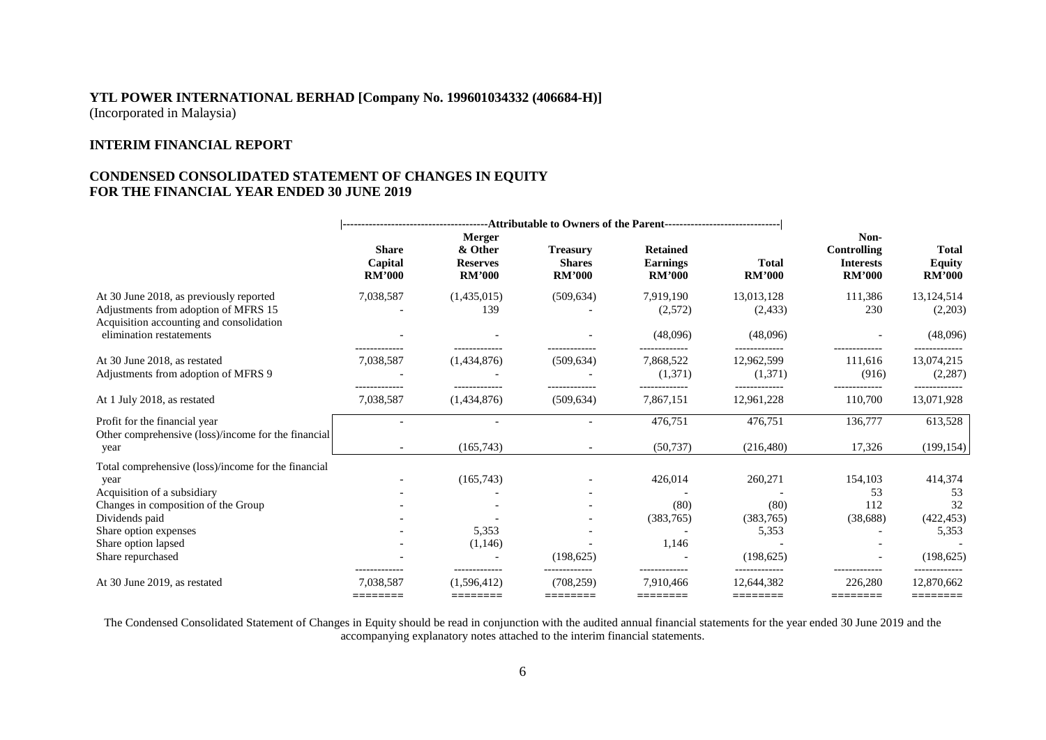**YTL POWER INTERNATIONAL BERHAD [Company No. 199601034332 (406684-H)]**
(Incorporated in Malaysia)

**INTERIM FINANCIAL REPORT**

**CONDENSED CONSOLIDATED STATEMENT OF CHANGES IN EQUITY**
**FOR THE FINANCIAL YEAR ENDED 30 JUNE 2019**

| | Attributable to Owners of the Parent | | | | | | |
|---|---|---|---|---|---|---|---|
| | **Share Capital RM'000** | **Merger & Other Reserves RM'000** | **Treasury Shares RM'000** | **Retained Earnings RM'000** | **Total RM'000** | **Non-Controlling Interests RM'000** | **Total Equity RM'000** |
| At 30 June 2018, as previously reported | 7,038,587 | (1,435,015) | (509,634) | 7,919,190 | 13,013,128 | 111,386 | 13,124,514 |
| Adjustments from adoption of MFRS 15 | - | 139 | - | (2,572) | (2,433) | 230 | (2,203) |
| Acquisition accounting and consolidation elimination restatements | - | - | - | (48,096) | (48,096) | - | (48,096) |
| At 30 June 2018, as restated | 7,038,587 | (1,434,876) | (509,634) | 7,868,522 | 12,962,599 | 111,616 | 13,074,215 |
| Adjustments from adoption of MFRS 9 | - | - | - | (1,371) | (1,371) | (916) | (2,287) |
| At 1 July 2018, as restated | 7,038,587 | (1,434,876) | (509,634) | 7,867,151 | 12,961,228 | 110,700 | 13,071,928 |
| Profit for the financial year | - | - | - | 476,751 | 476,751 | 136,777 | 613,528 |
| Other comprehensive (loss)/income for the financial year | - | (165,743) | - | (50,737) | (216,480) | 17,326 | (199,154) |
| Total comprehensive (loss)/income for the financial year | - | (165,743) | - | 426,014 | 260,271 | 154,103 | 414,374 |
| Acquisition of a subsidiary | - | - | - | - | - | 53 | 53 |
| Changes in composition of the Group | - | - | - | (80) | (80) | 112 | 32 |
| Dividends paid | - | - | - | (383,765) | (383,765) | (38,688) | (422,453) |
| Share option expenses | - | 5,353 | - | - | 5,353 | - | 5,353 |
| Share option lapsed | - | (1,146) | - | 1,146 | - | - | - |
| Share repurchased | - | - | (198,625) | - | (198,625) | - | (198,625) |
| At 30 June 2019, as restated | 7,038,587 | (1,596,412) | (708,259) | 7,910,466 | 12,644,382 | 226,280 | 12,870,662 |

The Condensed Consolidated Statement of Changes in Equity should be read in conjunction with the audited annual financial statements for the year ended 30 June 2019 and the accompanying explanatory notes attached to the interim financial statements.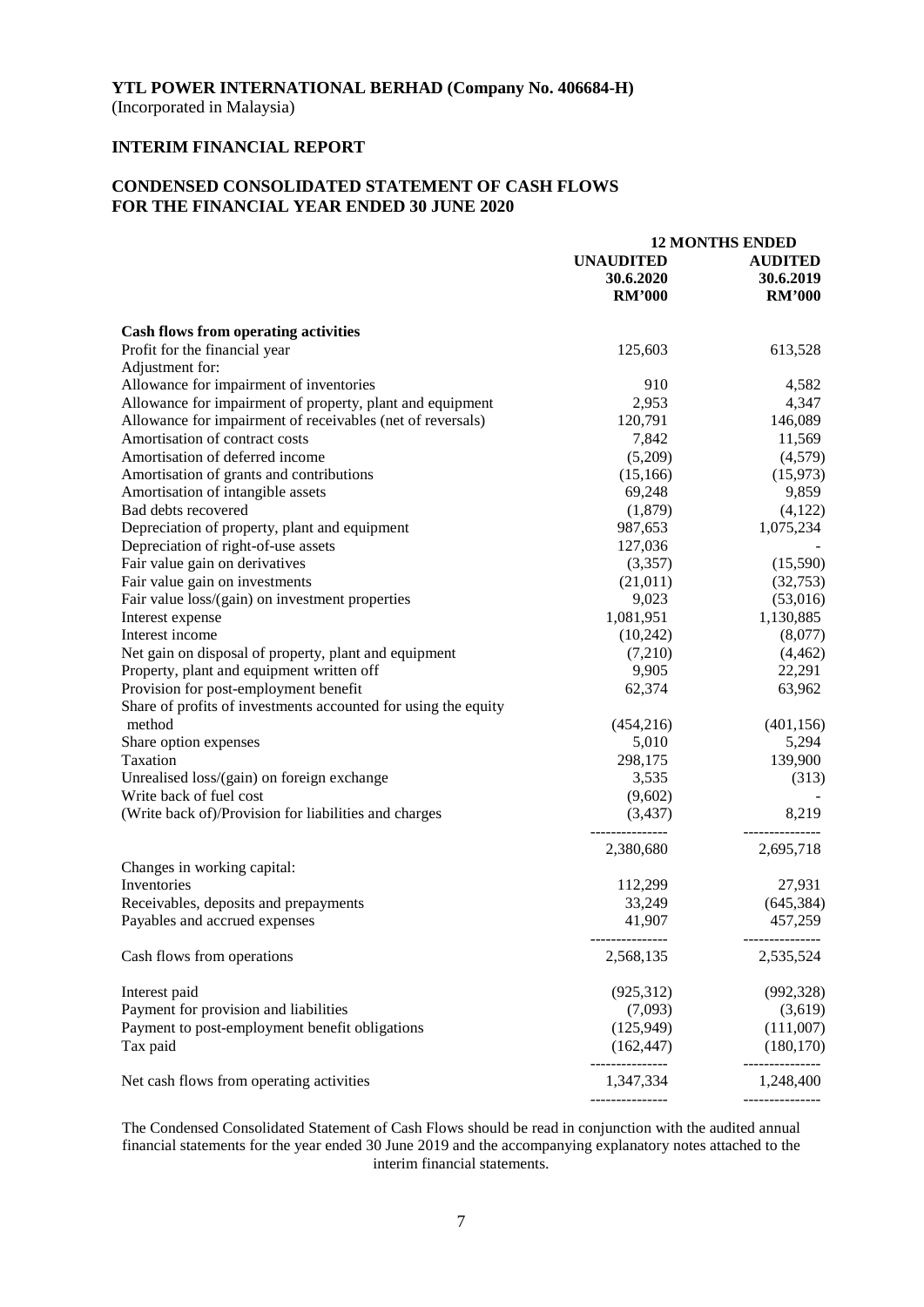**YTL POWER INTERNATIONAL BERHAD (Company No. 406684-H)**
(Incorporated in Malaysia)

**INTERIM FINANCIAL REPORT**

**CONDENSED CONSOLIDATED STATEMENT OF CASH FLOWS**
**FOR THE FINANCIAL YEAR ENDED 30 JUNE 2020**

| | 12 MONTHS ENDED | |
|---|---|---|
| | UNAUDITED 30.6.2020 RM'000 | AUDITED 30.6.2019 RM'000 |
| **Cash flows from operating activities** | | |
| Profit for the financial year | 125,603 | 613,528 |
| Adjustment for: | | |
| Allowance for impairment of inventories | 910 | 4,582 |
| Allowance for impairment of property, plant and equipment | 2,953 | 4,347 |
| Allowance for impairment of receivables (net of reversals) | 120,791 | 146,089 |
| Amortisation of contract costs | 7,842 | 11,569 |
| Amortisation of deferred income | (5,209) | (4,579) |
| Amortisation of grants and contributions | (15,166) | (15,973) |
| Amortisation of intangible assets | 69,248 | 9,859 |
| Bad debts recovered | (1,879) | (4,122) |
| Depreciation of property, plant and equipment | 987,653 | 1,075,234 |
| Depreciation of right-of-use assets | 127,036 | - |
| Fair value gain on derivatives | (3,357) | (15,590) |
| Fair value gain on investments | (21,011) | (32,753) |
| Fair value loss/(gain) on investment properties | 9,023 | (53,016) |
| Interest expense | 1,081,951 | 1,130,885 |
| Interest income | (10,242) | (8,077) |
| Net gain on disposal of property, plant and equipment | (7,210) | (4,462) |
| Property, plant and equipment written off | 9,905 | 22,291 |
| Provision for post-employment benefit | 62,374 | 63,962 |
| Share of profits of investments accounted for using the equity method | (454,216) | (401,156) |
| Share option expenses | 5,010 | 5,294 |
| Taxation | 298,175 | 139,900 |
| Unrealised loss/(gain) on foreign exchange | 3,535 | (313) |
| Write back of fuel cost | (9,602) | - |
| (Write back of)/Provision for liabilities and charges | (3,437) | 8,219 |
| | 2,380,680 | 2,695,718 |
| Changes in working capital: | | |
| Inventories | 112,299 | 27,931 |
| Receivables, deposits and prepayments | 33,249 | (645,384) |
| Payables and accrued expenses | 41,907 | 457,259 |
| Cash flows from operations | 2,568,135 | 2,535,524 |
| Interest paid | (925,312) | (992,328) |
| Payment for provision and liabilities | (7,093) | (3,619) |
| Payment to post-employment benefit obligations | (125,949) | (111,007) |
| Tax paid | (162,447) | (180,170) |
| Net cash flows from operating activities | 1,347,334 | 1,248,400 |

The Condensed Consolidated Statement of Cash Flows should be read in conjunction with the audited annual financial statements for the year ended 30 June 2019 and the accompanying explanatory notes attached to the interim financial statements.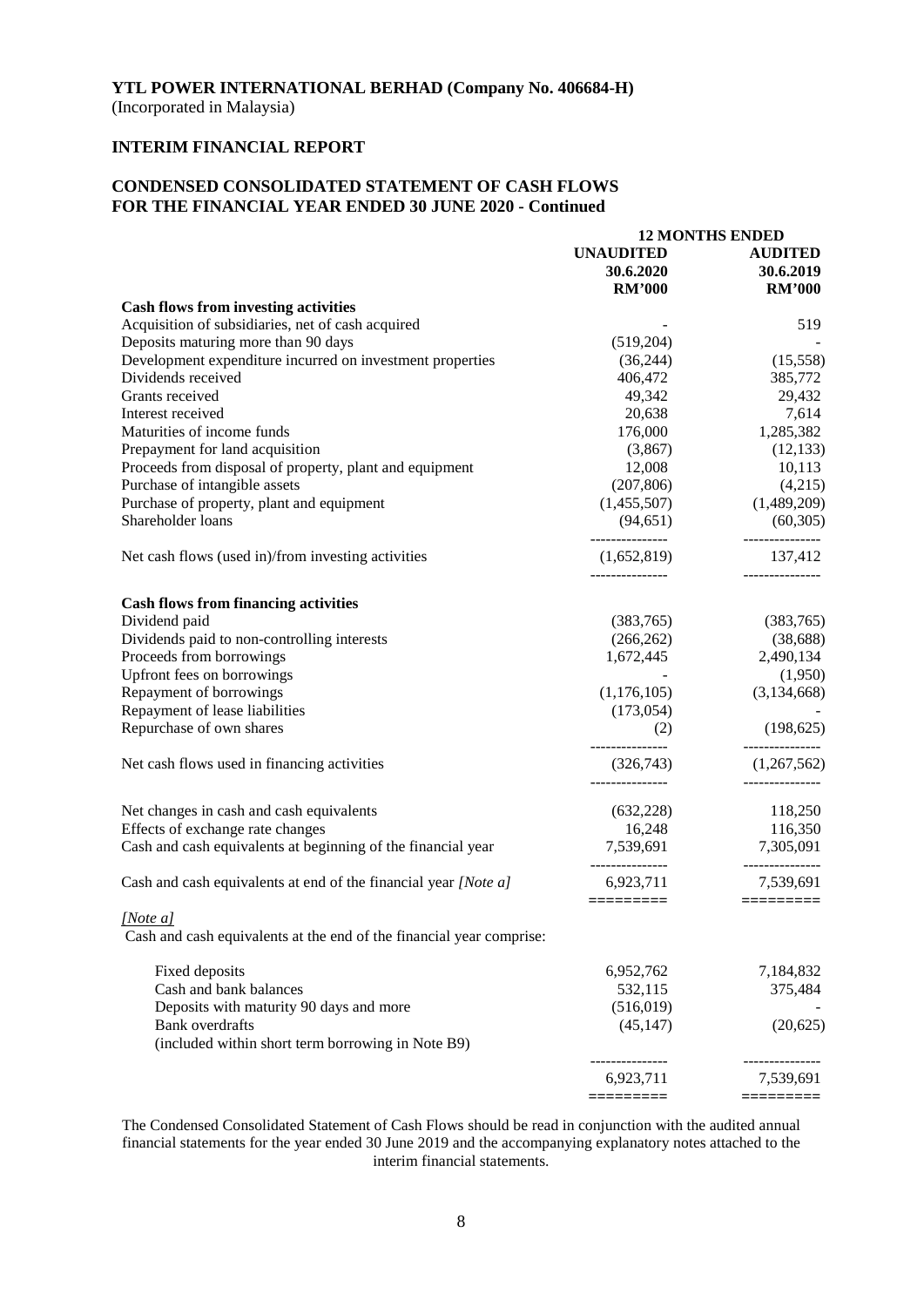**YTL POWER INTERNATIONAL BERHAD (Company No. 406684-H)**
(Incorporated in Malaysia)

**INTERIM FINANCIAL REPORT**

**CONDENSED CONSOLIDATED STATEMENT OF CASH FLOWS**
**FOR THE FINANCIAL YEAR ENDED 30 JUNE 2020 - Continued**

| | 12 MONTHS ENDED | |
|---|---|---|
| | **UNAUDITED 30.6.2020 RM'000** | **AUDITED 30.6.2019 RM'000** |
| **Cash flows from investing activities** | | |
| Acquisition of subsidiaries, net of cash acquired | - | 519 |
| Deposits maturing more than 90 days | (519,204) | - |
| Development expenditure incurred on investment properties | (36,244) | (15,558) |
| Dividends received | 406,472 | 385,772 |
| Grants received | 49,342 | 29,432 |
| Interest received | 20,638 | 7,614 |
| Maturities of income funds | 176,000 | 1,285,382 |
| Prepayment for land acquisition | (3,867) | (12,133) |
| Proceeds from disposal of property, plant and equipment | 12,008 | 10,113 |
| Purchase of intangible assets | (207,806) | (4,215) |
| Purchase of property, plant and equipment | (1,455,507) | (1,489,209) |
| Shareholder loans | (94,651) | (60,305) |
| Net cash flows (used in)/from investing activities | (1,652,819) | 137,412 |
| **Cash flows from financing activities** | | |
| Dividend paid | (383,765) | (383,765) |
| Dividends paid to non-controlling interests | (266,262) | (38,688) |
| Proceeds from borrowings | 1,672,445 | 2,490,134 |
| Upfront fees on borrowings | - | (1,950) |
| Repayment of borrowings | (1,176,105) | (3,134,668) |
| Repayment of lease liabilities | (173,054) | - |
| Repurchase of own shares | (2) | (198,625) |
| Net cash flows used in financing activities | (326,743) | (1,267,562) |
| Net changes in cash and cash equivalents | (632,228) | 118,250 |
| Effects of exchange rate changes | 16,248 | 116,350 |
| Cash and cash equivalents at beginning of the financial year | 7,539,691 | 7,305,091 |
| Cash and cash equivalents at end of the financial year *[Note a]* | 6,923,711 | 7,539,691 |

*[Note a]*

Cash and cash equivalents at the end of the financial year comprise:

| | 30.6.2020 RM'000 | 30.6.2019 RM'000 |
|---|---|---|
| Fixed deposits | 6,952,762 | 7,184,832 |
| Cash and bank balances | 532,115 | 375,484 |
| Deposits with maturity 90 days and more | (516,019) | - |
| Bank overdrafts (included within short term borrowing in Note B9) | (45,147) | (20,625) |
| | 6,923,711 | 7,539,691 |

The Condensed Consolidated Statement of Cash Flows should be read in conjunction with the audited annual financial statements for the year ended 30 June 2019 and the accompanying explanatory notes attached to the interim financial statements.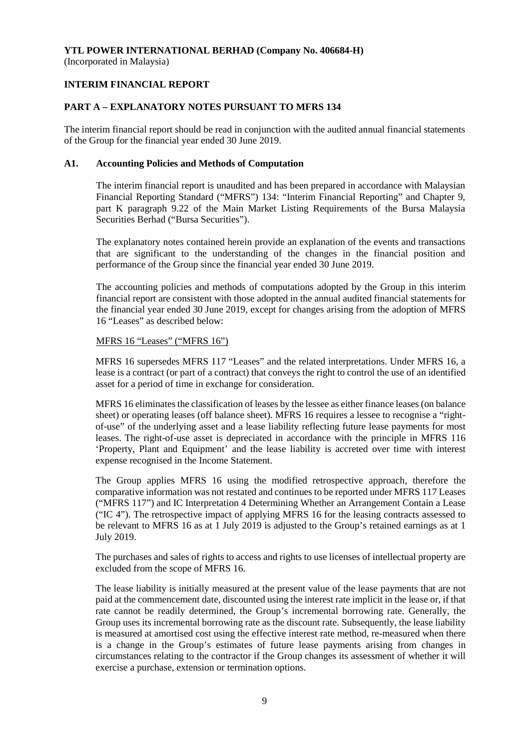**YTL POWER INTERNATIONAL BERHAD (Company No. 406684-H)**
(Incorporated in Malaysia)

**INTERIM FINANCIAL REPORT**

**PART A – EXPLANATORY NOTES PURSUANT TO MFRS 134**

The interim financial report should be read in conjunction with the audited annual financial statements of the Group for the financial year ended 30 June 2019.

**A1. Accounting Policies and Methods of Computation**

The interim financial report is unaudited and has been prepared in accordance with Malaysian Financial Reporting Standard ("MFRS") 134: "Interim Financial Reporting" and Chapter 9, part K paragraph 9.22 of the Main Market Listing Requirements of the Bursa Malaysia Securities Berhad ("Bursa Securities").

The explanatory notes contained herein provide an explanation of the events and transactions that are significant to the understanding of the changes in the financial position and performance of the Group since the financial year ended 30 June 2019.

The accounting policies and methods of computations adopted by the Group in this interim financial report are consistent with those adopted in the annual audited financial statements for the financial year ended 30 June 2019, except for changes arising from the adoption of MFRS 16 "Leases" as described below:

<u>MFRS 16 "Leases" ("MFRS 16")</u>

MFRS 16 supersedes MFRS 117 "Leases" and the related interpretations. Under MFRS 16, a lease is a contract (or part of a contract) that conveys the right to control the use of an identified asset for a period of time in exchange for consideration.

MFRS 16 eliminates the classification of leases by the lessee as either finance leases (on balance sheet) or operating leases (off balance sheet). MFRS 16 requires a lessee to recognise a "right-of-use" of the underlying asset and a lease liability reflecting future lease payments for most leases. The right-of-use asset is depreciated in accordance with the principle in MFRS 116 'Property, Plant and Equipment' and the lease liability is accreted over time with interest expense recognised in the Income Statement.

The Group applies MFRS 16 using the modified retrospective approach, therefore the comparative information was not restated and continues to be reported under MFRS 117 Leases ("MFRS 117") and IC Interpretation 4 Determining Whether an Arrangement Contain a Lease ("IC 4"). The retrospective impact of applying MFRS 16 for the leasing contracts assessed to be relevant to MFRS 16 as at 1 July 2019 is adjusted to the Group's retained earnings as at 1 July 2019.

The purchases and sales of rights to access and rights to use licenses of intellectual property are excluded from the scope of MFRS 16.

The lease liability is initially measured at the present value of the lease payments that are not paid at the commencement date, discounted using the interest rate implicit in the lease or, if that rate cannot be readily determined, the Group's incremental borrowing rate. Generally, the Group uses its incremental borrowing rate as the discount rate. Subsequently, the lease liability is measured at amortised cost using the effective interest rate method, re-measured when there is a change in the Group's estimates of future lease payments arising from changes in circumstances relating to the contractor if the Group changes its assessment of whether it will exercise a purchase, extension or termination options.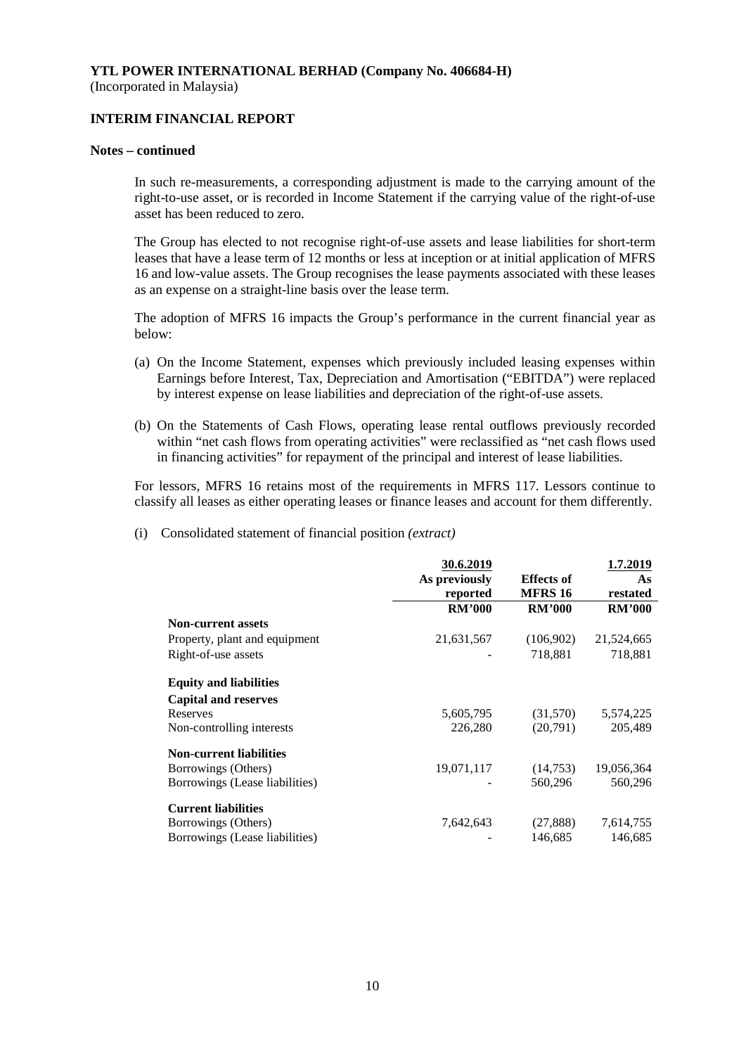**YTL POWER INTERNATIONAL BERHAD (Company No. 406684-H)**
(Incorporated in Malaysia)

**INTERIM FINANCIAL REPORT**

**Notes – continued**

In such re-measurements, a corresponding adjustment is made to the carrying amount of the right-to-use asset, or is recorded in Income Statement if the carrying value of the right-of-use asset has been reduced to zero.

The Group has elected to not recognise right-of-use assets and lease liabilities for short-term leases that have a lease term of 12 months or less at inception or at initial application of MFRS 16 and low-value assets. The Group recognises the lease payments associated with these leases as an expense on a straight-line basis over the lease term.

The adoption of MFRS 16 impacts the Group's performance in the current financial year as below:

(a) On the Income Statement, expenses which previously included leasing expenses within Earnings before Interest, Tax, Depreciation and Amortisation ("EBITDA") were replaced by interest expense on lease liabilities and depreciation of the right-of-use assets.

(b) On the Statements of Cash Flows, operating lease rental outflows previously recorded within "net cash flows from operating activities" were reclassified as "net cash flows used in financing activities" for repayment of the principal and interest of lease liabilities.

For lessors, MFRS 16 retains most of the requirements in MFRS 117. Lessors continue to classify all leases as either operating leases or finance leases and account for them differently.

(i) Consolidated statement of financial position *(extract)*

| | 30.6.2019 As previously reported | Effects of MFRS 16 | 1.7.2019 As restated |
|---|---|---|---|
| | RM'000 | RM'000 | RM'000 |
| **Non-current assets** | | | |
| Property, plant and equipment | 21,631,567 | (106,902) | 21,524,665 |
| Right-of-use assets | - | 718,881 | 718,881 |
| **Equity and liabilities** | | | |
| **Capital and reserves** | | | |
| Reserves | 5,605,795 | (31,570) | 5,574,225 |
| Non-controlling interests | 226,280 | (20,791) | 205,489 |
| **Non-current liabilities** | | | |
| Borrowings (Others) | 19,071,117 | (14,753) | 19,056,364 |
| Borrowings (Lease liabilities) | - | 560,296 | 560,296 |
| **Current liabilities** | | | |
| Borrowings (Others) | 7,642,643 | (27,888) | 7,614,755 |
| Borrowings (Lease liabilities) | - | 146,685 | 146,685 |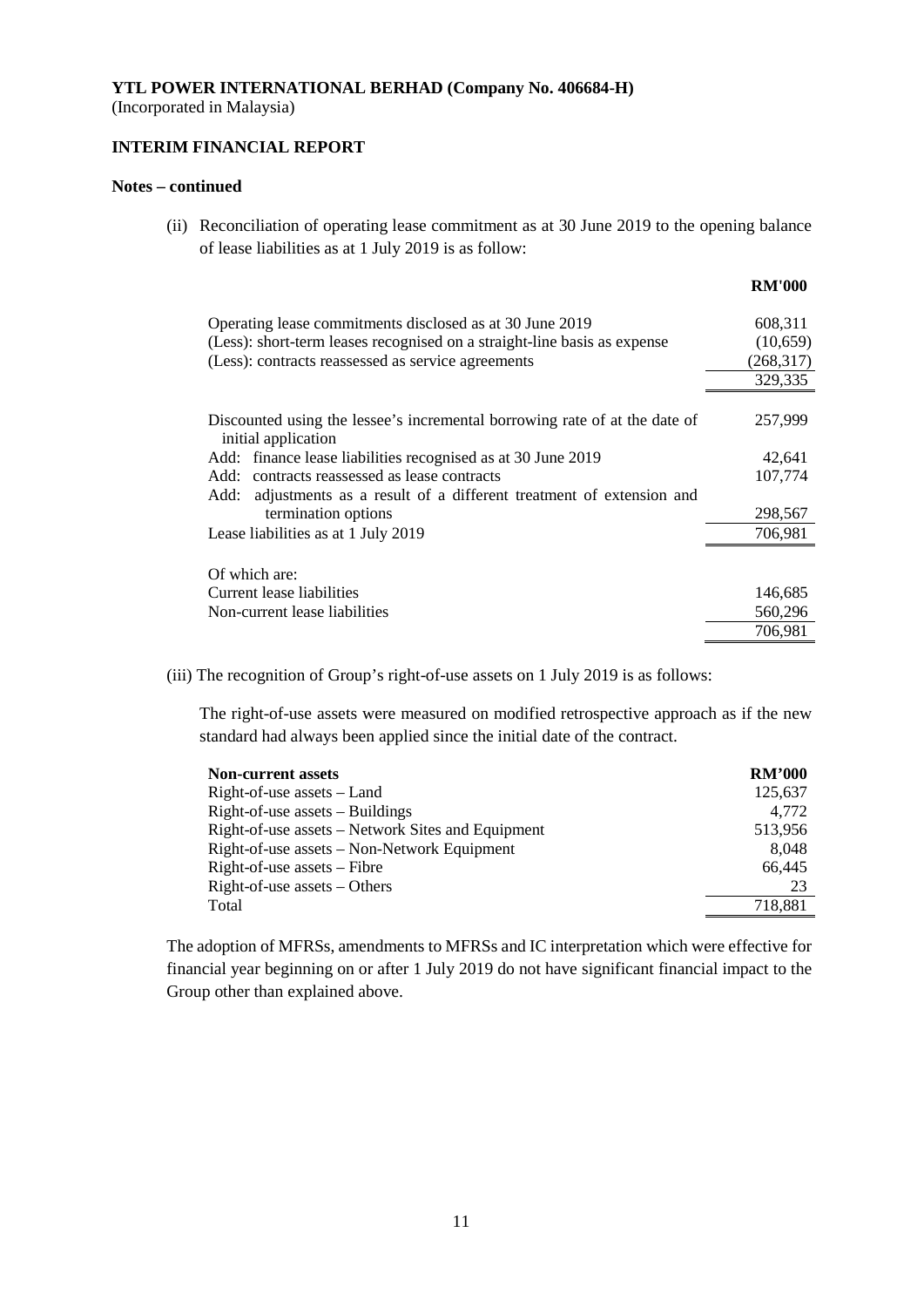**YTL POWER INTERNATIONAL BERHAD (Company No. 406684-H)**
(Incorporated in Malaysia)

**INTERIM FINANCIAL REPORT**

**Notes – continued**

(ii) Reconciliation of operating lease commitment as at 30 June 2019 to the opening balance of lease liabilities as at 1 July 2019 is as follow:

| | **RM'000** |
|---|---|
| Operating lease commitments disclosed as at 30 June 2019 | 608,311 |
| (Less): short-term leases recognised on a straight-line basis as expense | (10,659) |
| (Less): contracts reassessed as service agreements | (268,317) |
| | 329,335 |
| Discounted using the lessee's incremental borrowing rate of at the date of initial application | 257,999 |
| Add: finance lease liabilities recognised as at 30 June 2019 | 42,641 |
| Add: contracts reassessed as lease contracts | 107,774 |
| Add: adjustments as a result of a different treatment of extension and termination options | 298,567 |
| Lease liabilities as at 1 July 2019 | 706,981 |
| Of which are: | |
| Current lease liabilities | 146,685 |
| Non-current lease liabilities | 560,296 |
| | 706,981 |

(iii) The recognition of Group's right-of-use assets on 1 July 2019 is as follows:

The right-of-use assets were measured on modified retrospective approach as if the new standard had always been applied since the initial date of the contract.

| **Non-current assets** | **RM'000** |
|---|---|
| Right-of-use assets – Land | 125,637 |
| Right-of-use assets – Buildings | 4,772 |
| Right-of-use assets – Network Sites and Equipment | 513,956 |
| Right-of-use assets – Non-Network Equipment | 8,048 |
| Right-of-use assets – Fibre | 66,445 |
| Right-of-use assets – Others | 23 |
| Total | 718,881 |

The adoption of MFRSs, amendments to MFRSs and IC interpretation which were effective for financial year beginning on or after 1 July 2019 do not have significant financial impact to the Group other than explained above.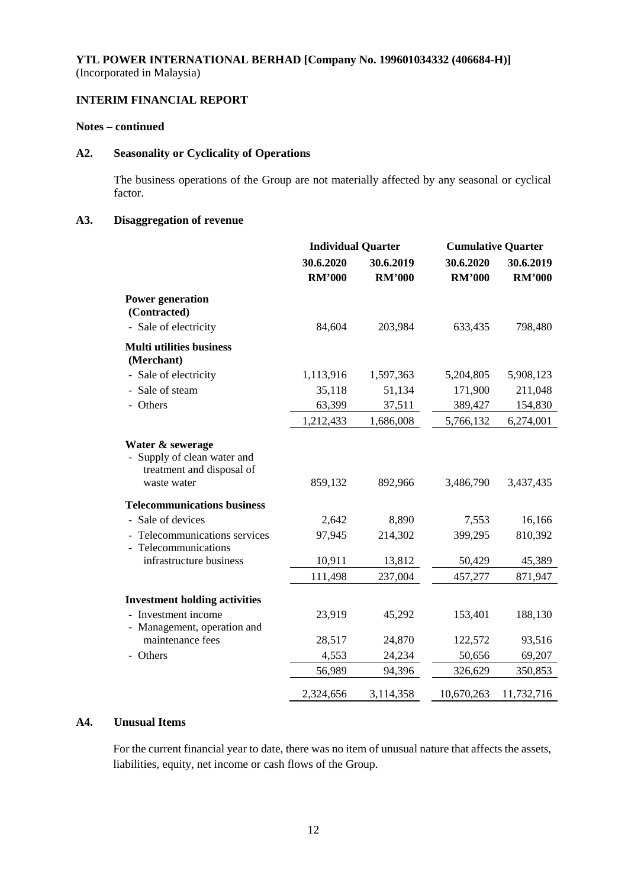**YTL POWER INTERNATIONAL BERHAD [Company No. 199601034332 (406684-H)]**
(Incorporated in Malaysia)

**INTERIM FINANCIAL REPORT**

**Notes – continued**

## A2. Seasonality or Cyclicality of Operations

The business operations of the Group are not materially affected by any seasonal or cyclical factor.

## A3. Disaggregation of revenue

| | Individual Quarter | | Cumulative Quarter | |
|---|---|---|---|---|
| | 30.6.2020 RM'000 | 30.6.2019 RM'000 | 30.6.2020 RM'000 | 30.6.2019 RM'000 |
| **Power generation (Contracted)** | | | | |
| - Sale of electricity | 84,604 | 203,984 | 633,435 | 798,480 |
| **Multi utilities business (Merchant)** | | | | |
| - Sale of electricity | 1,113,916 | 1,597,363 | 5,204,805 | 5,908,123 |
| - Sale of steam | 35,118 | 51,134 | 171,900 | 211,048 |
| - Others | 63,399 | 37,511 | 389,427 | 154,830 |
| | 1,212,433 | 1,686,008 | 5,766,132 | 6,274,001 |
| **Water & sewerage** | | | | |
| - Supply of clean water and treatment and disposal of waste water | 859,132 | 892,966 | 3,486,790 | 3,437,435 |
| **Telecommunications business** | | | | |
| - Sale of devices | 2,642 | 8,890 | 7,553 | 16,166 |
| - Telecommunications services | 97,945 | 214,302 | 399,295 | 810,392 |
| - Telecommunications infrastructure business | 10,911 | 13,812 | 50,429 | 45,389 |
| | 111,498 | 237,004 | 457,277 | 871,947 |
| **Investment holding activities** | | | | |
| - Investment income | 23,919 | 45,292 | 153,401 | 188,130 |
| - Management, operation and maintenance fees | 28,517 | 24,870 | 122,572 | 93,516 |
| - Others | 4,553 | 24,234 | 50,656 | 69,207 |
| | 56,989 | 94,396 | 326,629 | 350,853 |
| | 2,324,656 | 3,114,358 | 10,670,263 | 11,732,716 |

## A4. Unusual Items

For the current financial year to date, there was no item of unusual nature that affects the assets, liabilities, equity, net income or cash flows of the Group.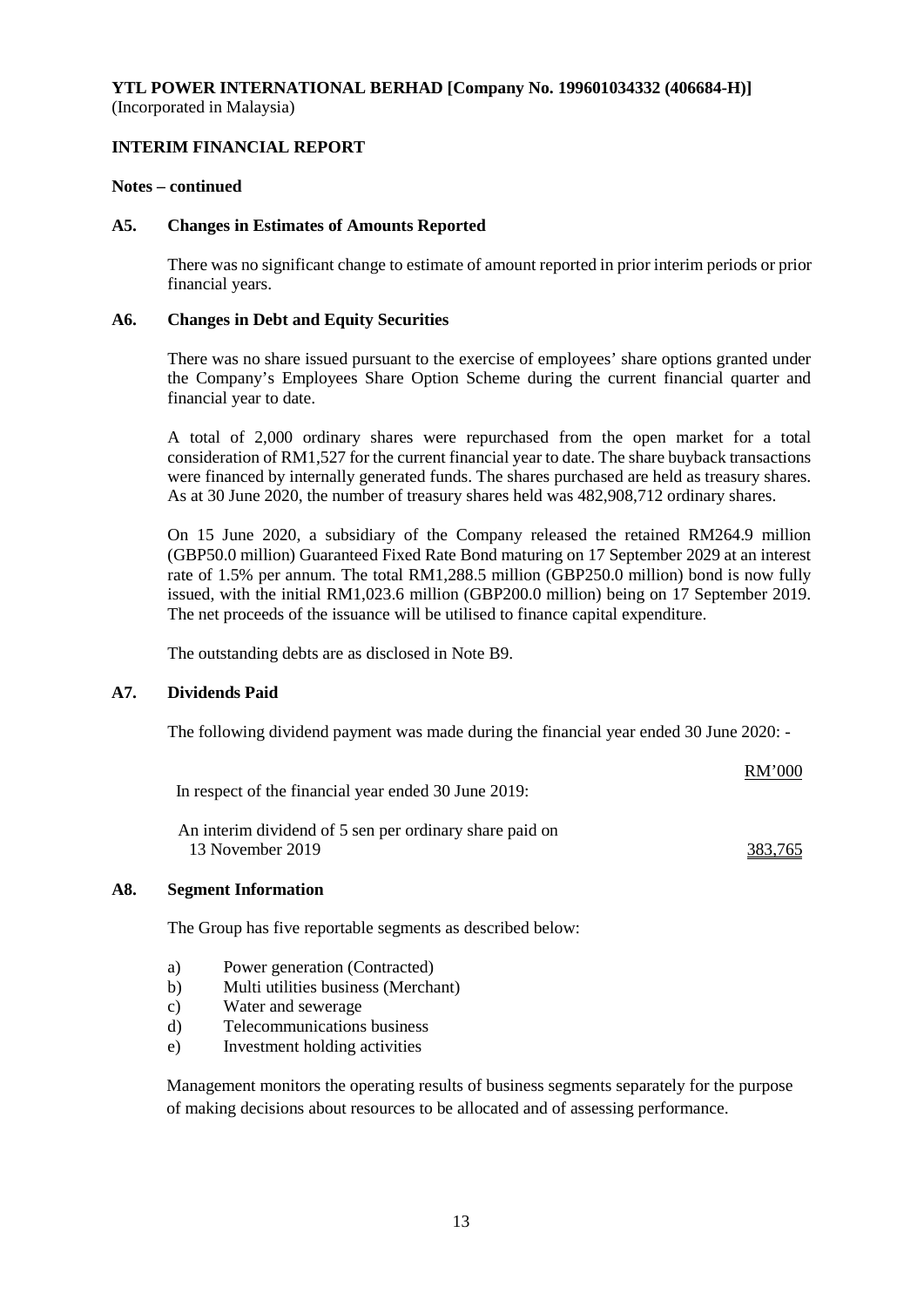**YTL POWER INTERNATIONAL BERHAD [Company No. 199601034332 (406684-H)]**
(Incorporated in Malaysia)

**INTERIM FINANCIAL REPORT**

**Notes – continued**

### A5. Changes in Estimates of Amounts Reported

There was no significant change to estimate of amount reported in prior interim periods or prior financial years.

### A6. Changes in Debt and Equity Securities

There was no share issued pursuant to the exercise of employees' share options granted under the Company's Employees Share Option Scheme during the current financial quarter and financial year to date.

A total of 2,000 ordinary shares were repurchased from the open market for a total consideration of RM1,527 for the current financial year to date. The share buyback transactions were financed by internally generated funds. The shares purchased are held as treasury shares. As at 30 June 2020, the number of treasury shares held was 482,908,712 ordinary shares.

On 15 June 2020, a subsidiary of the Company released the retained RM264.9 million (GBP50.0 million) Guaranteed Fixed Rate Bond maturing on 17 September 2029 at an interest rate of 1.5% per annum. The total RM1,288.5 million (GBP250.0 million) bond is now fully issued, with the initial RM1,023.6 million (GBP200.0 million) being on 17 September 2019. The net proceeds of the issuance will be utilised to finance capital expenditure.

The outstanding debts are as disclosed in Note B9.

### A7. Dividends Paid

The following dividend payment was made during the financial year ended 30 June 2020: -

| | RM'000 |
|---|---|
| In respect of the financial year ended 30 June 2019: | |
| An interim dividend of 5 sen per ordinary share paid on 13 November 2019 | 383,765 |

### A8. Segment Information

The Group has five reportable segments as described below:

a) Power generation (Contracted)
b) Multi utilities business (Merchant)
c) Water and sewerage
d) Telecommunications business
e) Investment holding activities

Management monitors the operating results of business segments separately for the purpose of making decisions about resources to be allocated and of assessing performance.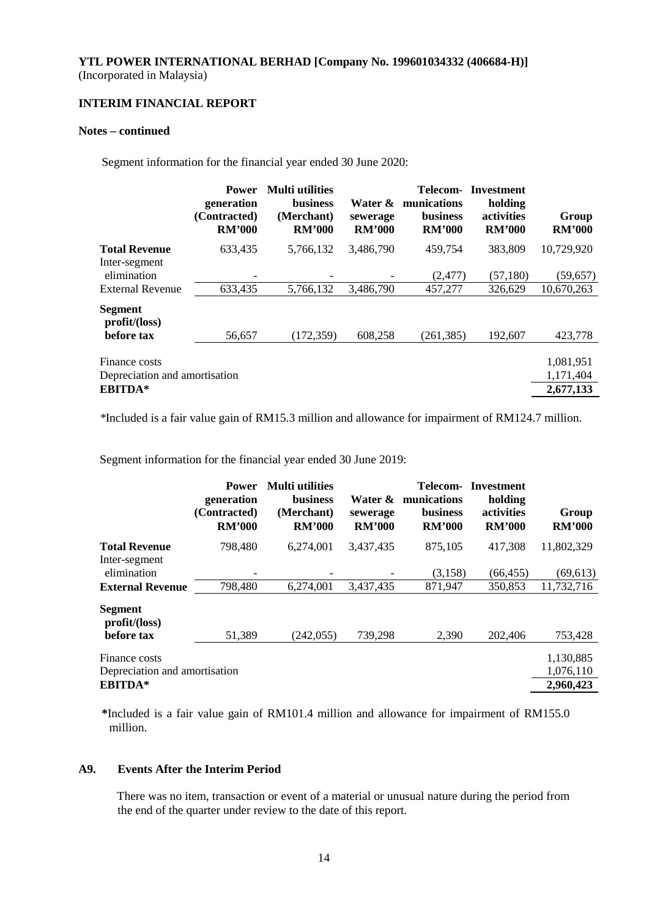**YTL POWER INTERNATIONAL BERHAD [Company No. 199601034332 (406684-H)]**
(Incorporated in Malaysia)

**INTERIM FINANCIAL REPORT**

**Notes – continued**

Segment information for the financial year ended 30 June 2020:

| | **Power generation (Contracted) RM'000** | **Multi utilities business (Merchant) RM'000** | **Water & sewerage RM'000** | **Telecom-munications business RM'000** | **Investment holding activities RM'000** | **Group RM'000** |
|---|---|---|---|---|---|---|
| **Total Revenue** | 633,435 | 5,766,132 | 3,486,790 | 459,754 | 383,809 | 10,729,920 |
| Inter-segment elimination | - | - | - | (2,477) | (57,180) | (59,657) |
| External Revenue | 633,435 | 5,766,132 | 3,486,790 | 457,277 | 326,629 | 10,670,263 |
| **Segment profit/(loss) before tax** | 56,657 | (172,359) | 608,258 | (261,385) | 192,607 | 423,778 |
| Finance costs | | | | | | 1,081,951 |
| Depreciation and amortisation | | | | | | 1,171,404 |
| **EBITDA*** | | | | | | **2,677,133** |

*Included is a fair value gain of RM15.3 million and allowance for impairment of RM124.7 million.

Segment information for the financial year ended 30 June 2019:

| | **Power generation (Contracted) RM'000** | **Multi utilities business (Merchant) RM'000** | **Water & sewerage RM'000** | **Telecom-munications business RM'000** | **Investment holding activities RM'000** | **Group RM'000** |
|---|---|---|---|---|---|---|
| **Total Revenue** | 798,480 | 6,274,001 | 3,437,435 | 875,105 | 417,308 | 11,802,329 |
| Inter-segment elimination | - | - | - | (3,158) | (66,455) | (69,613) |
| **External Revenue** | 798,480 | 6,274,001 | 3,437,435 | 871,947 | 350,853 | 11,732,716 |
| **Segment profit/(loss) before tax** | 51,389 | (242,055) | 739,298 | 2,390 | 202,406 | 753,428 |
| Finance costs | | | | | | 1,130,885 |
| Depreciation and amortisation | | | | | | 1,076,110 |
| **EBITDA*** | | | | | | **2,960,423** |

***Included is a fair value gain of RM101.4 million and allowance for impairment of RM155.0 million.

### A9. Events After the Interim Period

There was no item, transaction or event of a material or unusual nature during the period from the end of the quarter under review to the date of this report.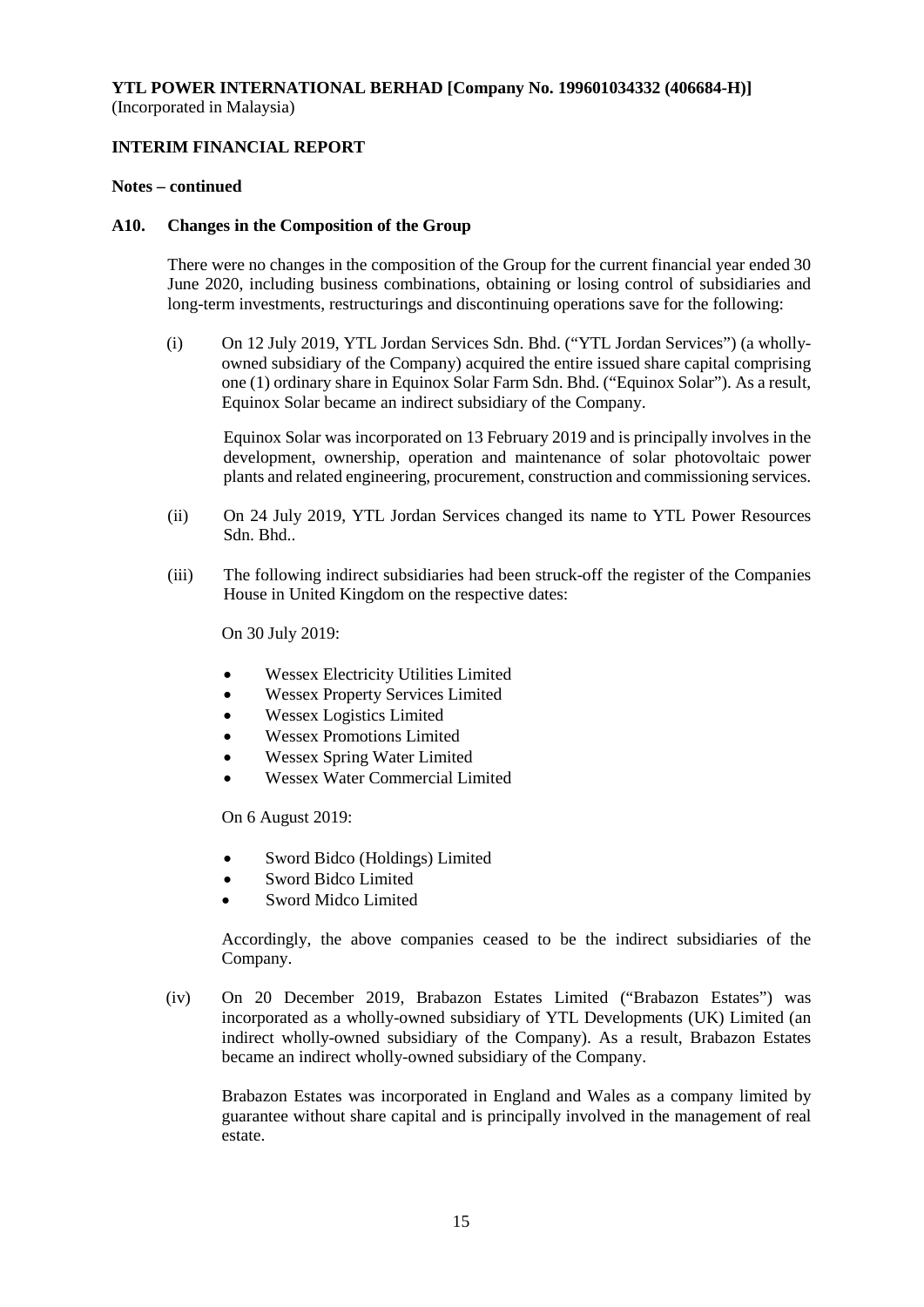**YTL POWER INTERNATIONAL BERHAD [Company No. 199601034332 (406684-H)]**
(Incorporated in Malaysia)

**INTERIM FINANCIAL REPORT**

**Notes – continued**

**A10. Changes in the Composition of the Group**

There were no changes in the composition of the Group for the current financial year ended 30 June 2020, including business combinations, obtaining or losing control of subsidiaries and long-term investments, restructurings and discontinuing operations save for the following:

(i) On 12 July 2019, YTL Jordan Services Sdn. Bhd. ("YTL Jordan Services") (a wholly-owned subsidiary of the Company) acquired the entire issued share capital comprising one (1) ordinary share in Equinox Solar Farm Sdn. Bhd. ("Equinox Solar"). As a result, Equinox Solar became an indirect subsidiary of the Company.

Equinox Solar was incorporated on 13 February 2019 and is principally involves in the development, ownership, operation and maintenance of solar photovoltaic power plants and related engineering, procurement, construction and commissioning services.

(ii) On 24 July 2019, YTL Jordan Services changed its name to YTL Power Resources Sdn. Bhd..

(iii) The following indirect subsidiaries had been struck-off the register of the Companies House in United Kingdom on the respective dates:

On 30 July 2019:

- Wessex Electricity Utilities Limited
- Wessex Property Services Limited
- Wessex Logistics Limited
- Wessex Promotions Limited
- Wessex Spring Water Limited
- Wessex Water Commercial Limited

On 6 August 2019:

- Sword Bidco (Holdings) Limited
- Sword Bidco Limited
- Sword Midco Limited

Accordingly, the above companies ceased to be the indirect subsidiaries of the Company.

(iv) On 20 December 2019, Brabazon Estates Limited ("Brabazon Estates") was incorporated as a wholly-owned subsidiary of YTL Developments (UK) Limited (an indirect wholly-owned subsidiary of the Company). As a result, Brabazon Estates became an indirect wholly-owned subsidiary of the Company.

Brabazon Estates was incorporated in England and Wales as a company limited by guarantee without share capital and is principally involved in the management of real estate.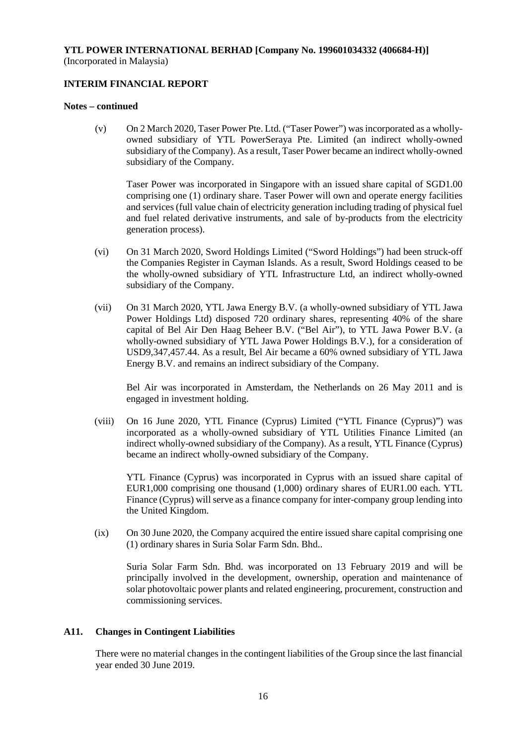**YTL POWER INTERNATIONAL BERHAD [Company No. 199601034332 (406684-H)]**
(Incorporated in Malaysia)

**INTERIM FINANCIAL REPORT**

**Notes – continued**

(v) On 2 March 2020, Taser Power Pte. Ltd. ("Taser Power") was incorporated as a wholly-owned subsidiary of YTL PowerSeraya Pte. Limited (an indirect wholly-owned subsidiary of the Company). As a result, Taser Power became an indirect wholly-owned subsidiary of the Company.

Taser Power was incorporated in Singapore with an issued share capital of SGD1.00 comprising one (1) ordinary share. Taser Power will own and operate energy facilities and services (full value chain of electricity generation including trading of physical fuel and fuel related derivative instruments, and sale of by-products from the electricity generation process).

(vi) On 31 March 2020, Sword Holdings Limited ("Sword Holdings") had been struck-off the Companies Register in Cayman Islands. As a result, Sword Holdings ceased to be the wholly-owned subsidiary of YTL Infrastructure Ltd, an indirect wholly-owned subsidiary of the Company.

(vii) On 31 March 2020, YTL Jawa Energy B.V. (a wholly-owned subsidiary of YTL Jawa Power Holdings Ltd) disposed 720 ordinary shares, representing 40% of the share capital of Bel Air Den Haag Beheer B.V. ("Bel Air"), to YTL Jawa Power B.V. (a wholly-owned subsidiary of YTL Jawa Power Holdings B.V.), for a consideration of USD9,347,457.44. As a result, Bel Air became a 60% owned subsidiary of YTL Jawa Energy B.V. and remains an indirect subsidiary of the Company.

Bel Air was incorporated in Amsterdam, the Netherlands on 26 May 2011 and is engaged in investment holding.

(viii) On 16 June 2020, YTL Finance (Cyprus) Limited ("YTL Finance (Cyprus)") was incorporated as a wholly-owned subsidiary of YTL Utilities Finance Limited (an indirect wholly-owned subsidiary of the Company). As a result, YTL Finance (Cyprus) became an indirect wholly-owned subsidiary of the Company.

YTL Finance (Cyprus) was incorporated in Cyprus with an issued share capital of EUR1,000 comprising one thousand (1,000) ordinary shares of EUR1.00 each. YTL Finance (Cyprus) will serve as a finance company for inter-company group lending into the United Kingdom.

(ix) On 30 June 2020, the Company acquired the entire issued share capital comprising one (1) ordinary shares in Suria Solar Farm Sdn. Bhd..

Suria Solar Farm Sdn. Bhd. was incorporated on 13 February 2019 and will be principally involved in the development, ownership, operation and maintenance of solar photovoltaic power plants and related engineering, procurement, construction and commissioning services.

## A11. Changes in Contingent Liabilities

There were no material changes in the contingent liabilities of the Group since the last financial year ended 30 June 2019.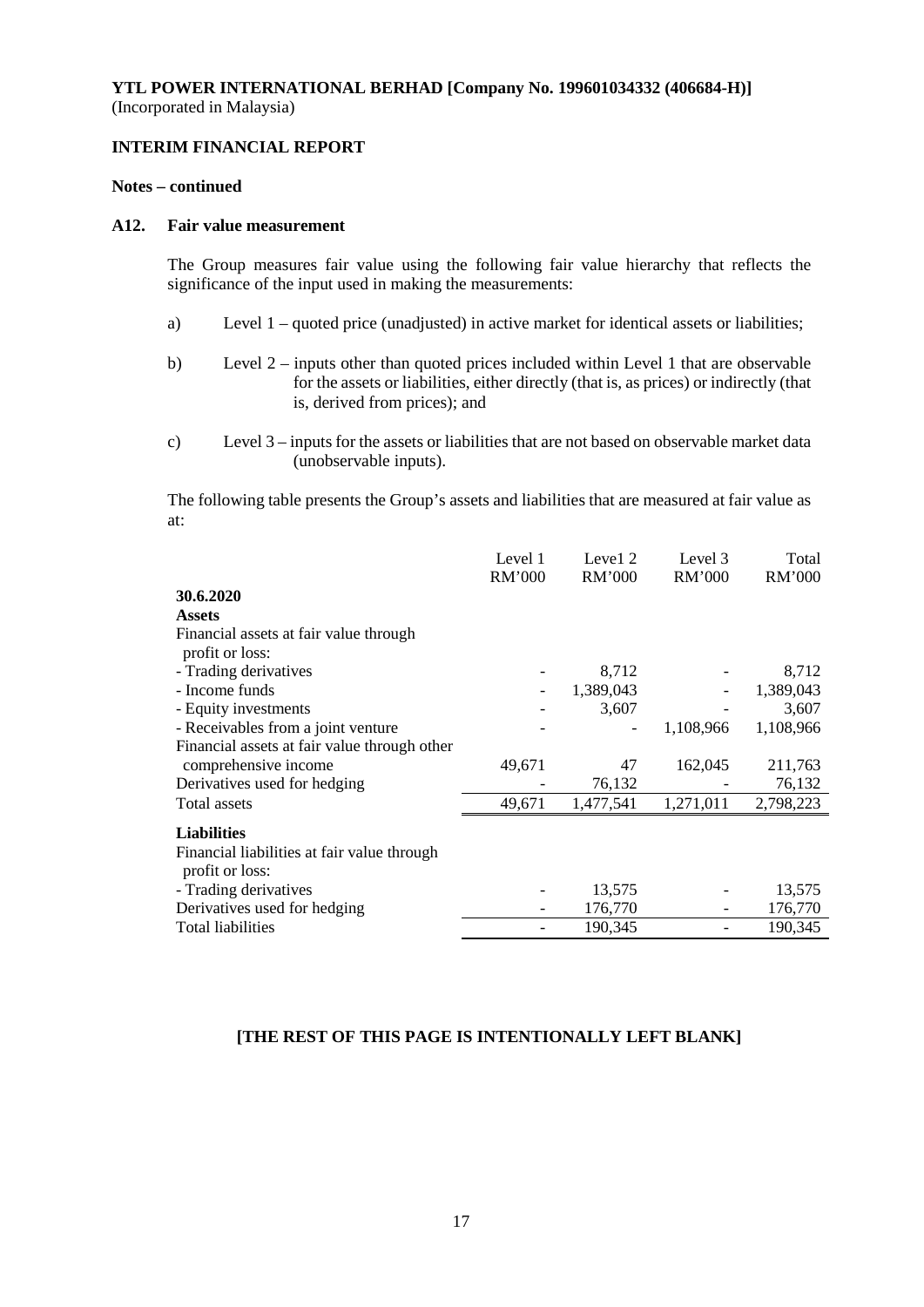**YTL POWER INTERNATIONAL BERHAD [Company No. 199601034332 (406684-H)]**
(Incorporated in Malaysia)

**INTERIM FINANCIAL REPORT**

**Notes – continued**

**A12. Fair value measurement**

The Group measures fair value using the following fair value hierarchy that reflects the significance of the input used in making the measurements:

a) Level 1 – quoted price (unadjusted) in active market for identical assets or liabilities;

b) Level 2 – inputs other than quoted prices included within Level 1 that are observable for the assets or liabilities, either directly (that is, as prices) or indirectly (that is, derived from prices); and

c) Level 3 – inputs for the assets or liabilities that are not based on observable market data (unobservable inputs).

The following table presents the Group's assets and liabilities that are measured at fair value as at:

| | Level 1 RM'000 | Level 2 RM'000 | Level 3 RM'000 | Total RM'000 |
|---|---|---|---|---|
| **30.6.2020** | | | | |
| **Assets** | | | | |
| Financial assets at fair value through profit or loss: | | | | |
| - Trading derivatives | - | 8,712 | - | 8,712 |
| - Income funds | - | 1,389,043 | - | 1,389,043 |
| - Equity investments | - | 3,607 | - | 3,607 |
| - Receivables from a joint venture | - | - | 1,108,966 | 1,108,966 |
| Financial assets at fair value through other comprehensive income | 49,671 | 47 | 162,045 | 211,763 |
| Derivatives used for hedging | - | 76,132 | - | 76,132 |
| Total assets | 49,671 | 1,477,541 | 1,271,011 | 2,798,223 |
| **Liabilities** | | | | |
| Financial liabilities at fair value through profit or loss: | | | | |
| - Trading derivatives | - | 13,575 | - | 13,575 |
| Derivatives used for hedging | - | 176,770 | - | 176,770 |
| Total liabilities | - | 190,345 | - | 190,345 |

**[THE REST OF THIS PAGE IS INTENTIONALLY LEFT BLANK]**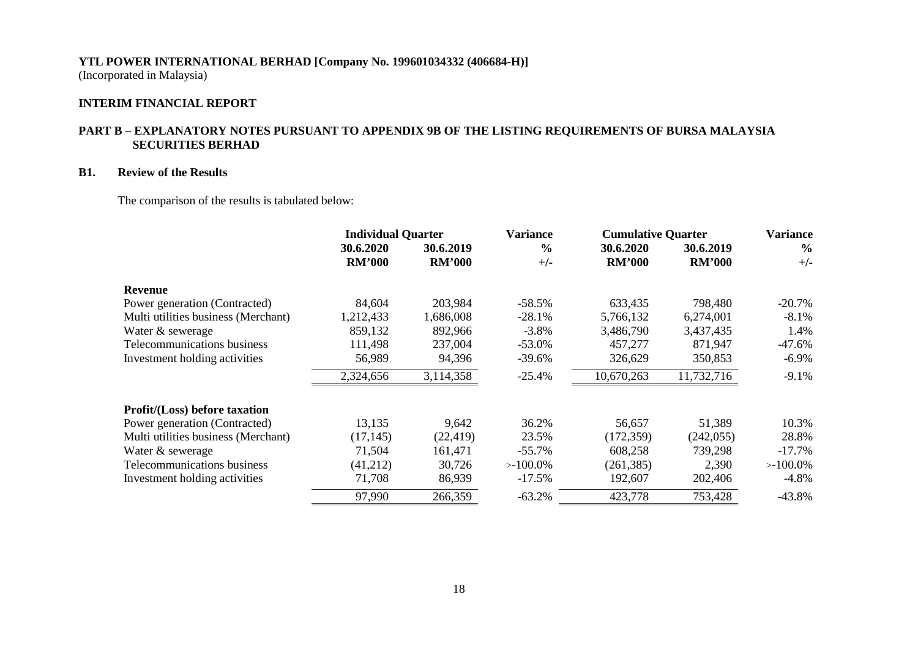**YTL POWER INTERNATIONAL BERHAD [Company No. 199601034332 (406684-H)]**
(Incorporated in Malaysia)

**INTERIM FINANCIAL REPORT**

## PART B – EXPLANATORY NOTES PURSUANT TO APPENDIX 9B OF THE LISTING REQUIREMENTS OF BURSA MALAYSIA SECURITIES BERHAD

### B1. Review of the Results

The comparison of the results is tabulated below:

| | Individual Quarter | | Variance | Cumulative Quarter | | Variance |
|---|---|---|---|---|---|---|
| | 30.6.2020 | 30.6.2019 | % | 30.6.2020 | 30.6.2019 | % |
| | RM'000 | RM'000 | +/- | RM'000 | RM'000 | +/- |
| **Revenue** | | | | | | |
| Power generation (Contracted) | 84,604 | 203,984 | -58.5% | 633,435 | 798,480 | -20.7% |
| Multi utilities business (Merchant) | 1,212,433 | 1,686,008 | -28.1% | 5,766,132 | 6,274,001 | -8.1% |
| Water & sewerage | 859,132 | 892,966 | -3.8% | 3,486,790 | 3,437,435 | 1.4% |
| Telecommunications business | 111,498 | 237,004 | -53.0% | 457,277 | 871,947 | -47.6% |
| Investment holding activities | 56,989 | 94,396 | -39.6% | 326,629 | 350,853 | -6.9% |
| | 2,324,656 | 3,114,358 | -25.4% | 10,670,263 | 11,732,716 | -9.1% |
| **Profit/(Loss) before taxation** | | | | | | |
| Power generation (Contracted) | 13,135 | 9,642 | 36.2% | 56,657 | 51,389 | 10.3% |
| Multi utilities business (Merchant) | (17,145) | (22,419) | 23.5% | (172,359) | (242,055) | 28.8% |
| Water & sewerage | 71,504 | 161,471 | -55.7% | 608,258 | 739,298 | -17.7% |
| Telecommunications business | (41,212) | 30,726 | >-100.0% | (261,385) | 2,390 | >-100.0% |
| Investment holding activities | 71,708 | 86,939 | -17.5% | 192,607 | 202,406 | -4.8% |
| | 97,990 | 266,359 | -63.2% | 423,778 | 753,428 | -43.8% |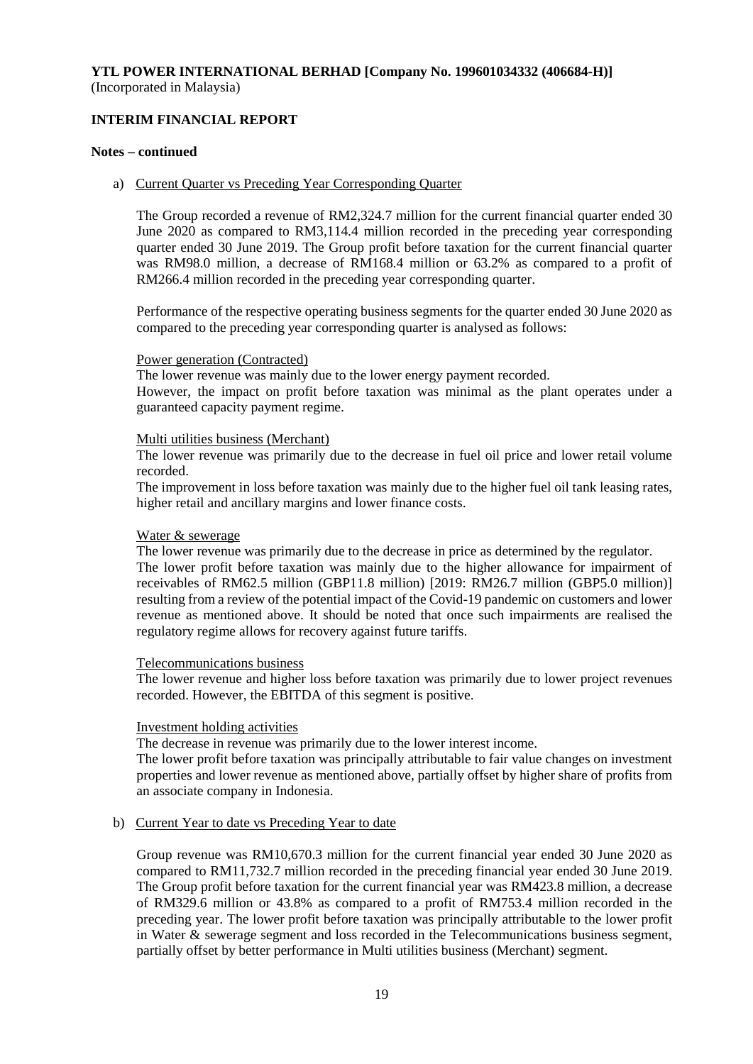**YTL POWER INTERNATIONAL BERHAD [Company No. 199601034332 (406684-H)]**
(Incorporated in Malaysia)

**INTERIM FINANCIAL REPORT**

**Notes – continued**

a) Current Quarter vs Preceding Year Corresponding Quarter

The Group recorded a revenue of RM2,324.7 million for the current financial quarter ended 30 June 2020 as compared to RM3,114.4 million recorded in the preceding year corresponding quarter ended 30 June 2019. The Group profit before taxation for the current financial quarter was RM98.0 million, a decrease of RM168.4 million or 63.2% as compared to a profit of RM266.4 million recorded in the preceding year corresponding quarter.

Performance of the respective operating business segments for the quarter ended 30 June 2020 as compared to the preceding year corresponding quarter is analysed as follows:

Power generation (Contracted)
The lower revenue was mainly due to the lower energy payment recorded.
However, the impact on profit before taxation was minimal as the plant operates under a guaranteed capacity payment regime.

Multi utilities business (Merchant)
The lower revenue was primarily due to the decrease in fuel oil price and lower retail volume recorded.
The improvement in loss before taxation was mainly due to the higher fuel oil tank leasing rates, higher retail and ancillary margins and lower finance costs.

Water & sewerage
The lower revenue was primarily due to the decrease in price as determined by the regulator.
The lower profit before taxation was mainly due to the higher allowance for impairment of receivables of RM62.5 million (GBP11.8 million) [2019: RM26.7 million (GBP5.0 million)] resulting from a review of the potential impact of the Covid-19 pandemic on customers and lower revenue as mentioned above. It should be noted that once such impairments are realised the regulatory regime allows for recovery against future tariffs.

Telecommunications business
The lower revenue and higher loss before taxation was primarily due to lower project revenues recorded. However, the EBITDA of this segment is positive.

Investment holding activities
The decrease in revenue was primarily due to the lower interest income.
The lower profit before taxation was principally attributable to fair value changes on investment properties and lower revenue as mentioned above, partially offset by higher share of profits from an associate company in Indonesia.

b) Current Year to date vs Preceding Year to date

Group revenue was RM10,670.3 million for the current financial year ended 30 June 2020 as compared to RM11,732.7 million recorded in the preceding financial year ended 30 June 2019. The Group profit before taxation for the current financial year was RM423.8 million, a decrease of RM329.6 million or 43.8% as compared to a profit of RM753.4 million recorded in the preceding year. The lower profit before taxation was principally attributable to the lower profit in Water & sewerage segment and loss recorded in the Telecommunications business segment, partially offset by better performance in Multi utilities business (Merchant) segment.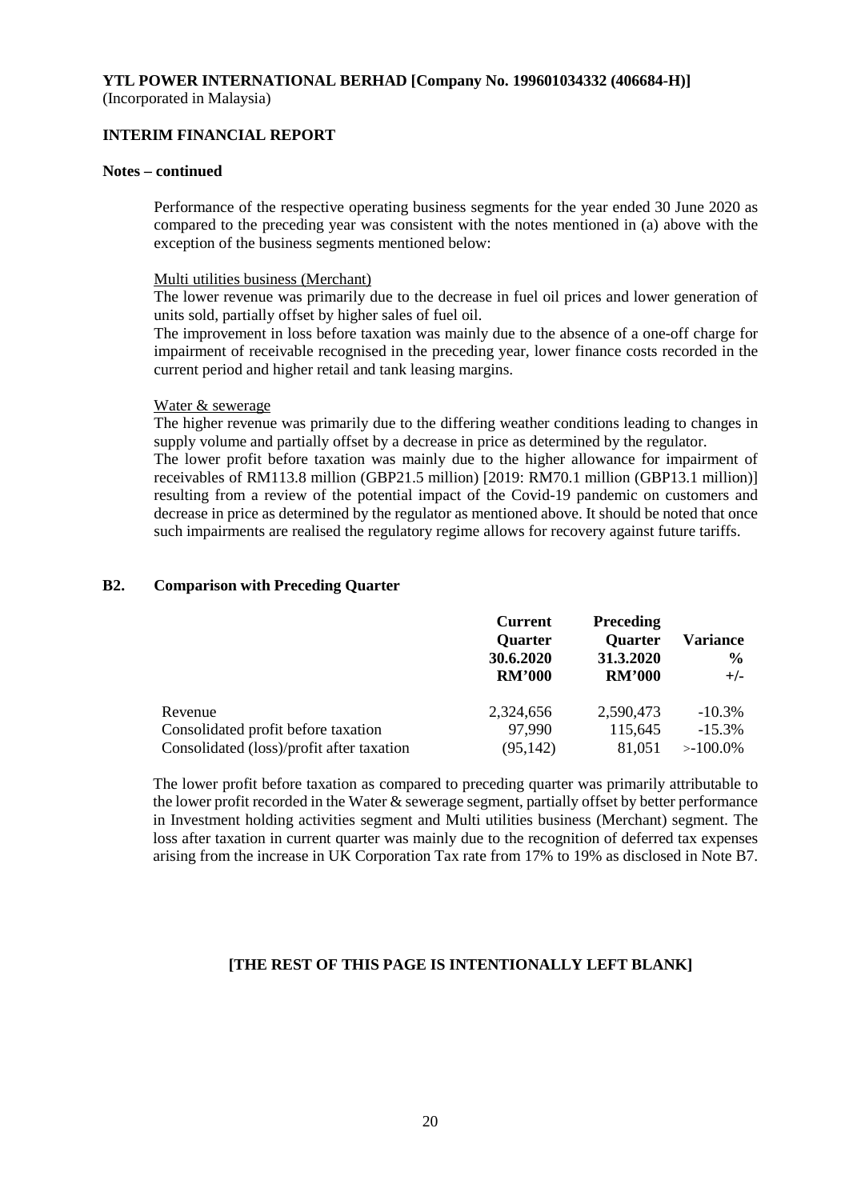**YTL POWER INTERNATIONAL BERHAD [Company No. 199601034332 (406684-H)]**
(Incorporated in Malaysia)

**INTERIM FINANCIAL REPORT**

**Notes – continued**

Performance of the respective operating business segments for the year ended 30 June 2020 as compared to the preceding year was consistent with the notes mentioned in (a) above with the exception of the business segments mentioned below:

Multi utilities business (Merchant)

The lower revenue was primarily due to the decrease in fuel oil prices and lower generation of units sold, partially offset by higher sales of fuel oil.

The improvement in loss before taxation was mainly due to the absence of a one-off charge for impairment of receivable recognised in the preceding year, lower finance costs recorded in the current period and higher retail and tank leasing margins.

Water & sewerage

The higher revenue was primarily due to the differing weather conditions leading to changes in supply volume and partially offset by a decrease in price as determined by the regulator.

The lower profit before taxation was mainly due to the higher allowance for impairment of receivables of RM113.8 million (GBP21.5 million) [2019: RM70.1 million (GBP13.1 million)] resulting from a review of the potential impact of the Covid-19 pandemic on customers and decrease in price as determined by the regulator as mentioned above. It should be noted that once such impairments are realised the regulatory regime allows for recovery against future tariffs.

## B2. Comparison with Preceding Quarter

| | Current Quarter 30.6.2020 RM'000 | Preceding Quarter 31.3.2020 RM'000 | Variance % +/- |
|---|---|---|---|
| Revenue | 2,324,656 | 2,590,473 | -10.3% |
| Consolidated profit before taxation | 97,990 | 115,645 | -15.3% |
| Consolidated (loss)/profit after taxation | (95,142) | 81,051 | >-100.0% |

The lower profit before taxation as compared to preceding quarter was primarily attributable to the lower profit recorded in the Water & sewerage segment, partially offset by better performance in Investment holding activities segment and Multi utilities business (Merchant) segment. The loss after taxation in current quarter was mainly due to the recognition of deferred tax expenses arising from the increase in UK Corporation Tax rate from 17% to 19% as disclosed in Note B7.

**[THE REST OF THIS PAGE IS INTENTIONALLY LEFT BLANK]**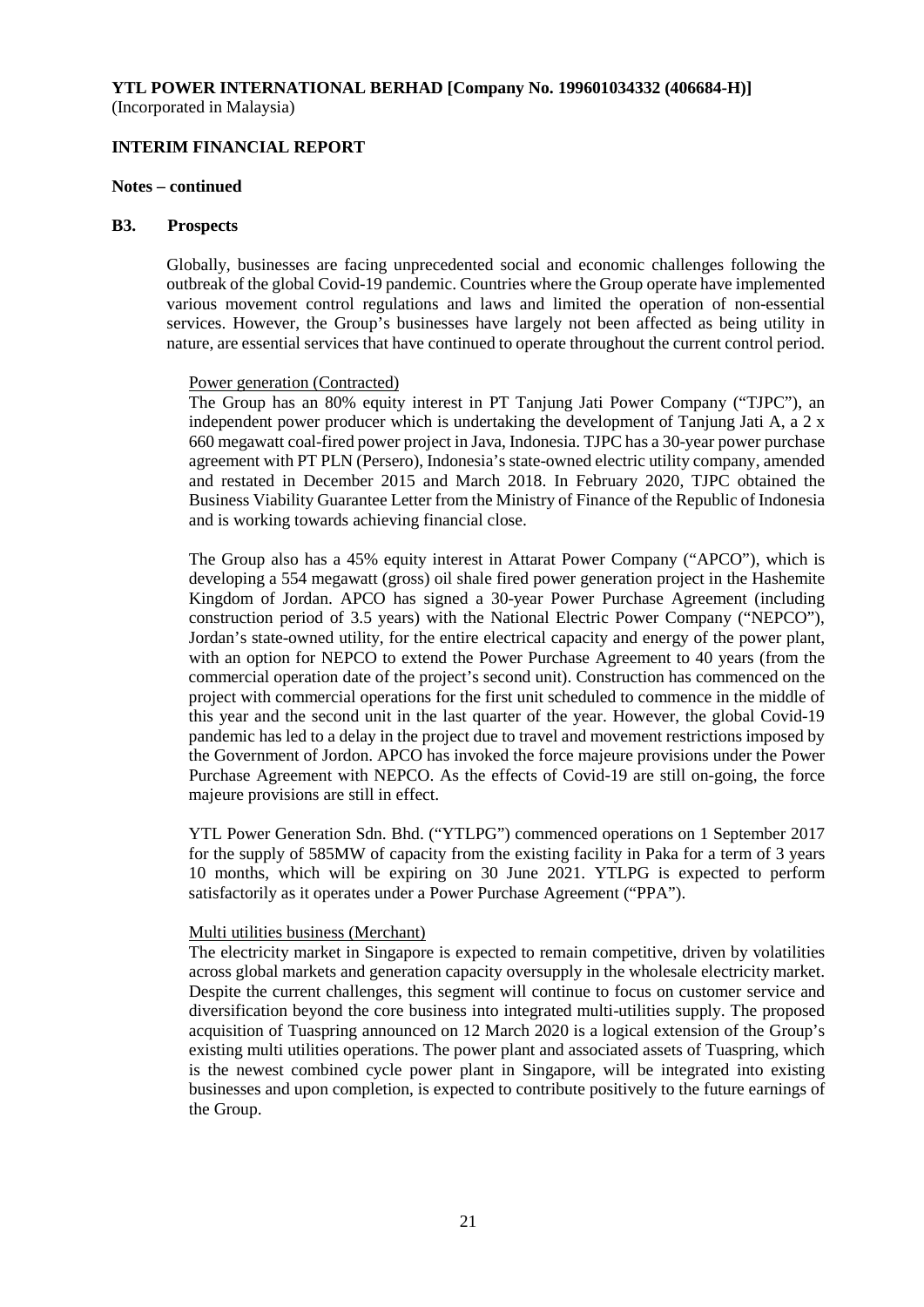**YTL POWER INTERNATIONAL BERHAD [Company No. 199601034332 (406684-H)]**
(Incorporated in Malaysia)

**INTERIM FINANCIAL REPORT**

**Notes – continued**

**B3. Prospects**

Globally, businesses are facing unprecedented social and economic challenges following the outbreak of the global Covid-19 pandemic. Countries where the Group operate have implemented various movement control regulations and laws and limited the operation of non-essential services. However, the Group's businesses have largely not been affected as being utility in nature, are essential services that have continued to operate throughout the current control period.

Power generation (Contracted)

The Group has an 80% equity interest in PT Tanjung Jati Power Company ("TJPC"), an independent power producer which is undertaking the development of Tanjung Jati A, a 2 x 660 megawatt coal-fired power project in Java, Indonesia. TJPC has a 30-year power purchase agreement with PT PLN (Persero), Indonesia's state-owned electric utility company, amended and restated in December 2015 and March 2018. In February 2020, TJPC obtained the Business Viability Guarantee Letter from the Ministry of Finance of the Republic of Indonesia and is working towards achieving financial close.

The Group also has a 45% equity interest in Attarat Power Company ("APCO"), which is developing a 554 megawatt (gross) oil shale fired power generation project in the Hashemite Kingdom of Jordan. APCO has signed a 30-year Power Purchase Agreement (including construction period of 3.5 years) with the National Electric Power Company ("NEPCO"), Jordan's state-owned utility, for the entire electrical capacity and energy of the power plant, with an option for NEPCO to extend the Power Purchase Agreement to 40 years (from the commercial operation date of the project's second unit). Construction has commenced on the project with commercial operations for the first unit scheduled to commence in the middle of this year and the second unit in the last quarter of the year. However, the global Covid-19 pandemic has led to a delay in the project due to travel and movement restrictions imposed by the Government of Jordon. APCO has invoked the force majeure provisions under the Power Purchase Agreement with NEPCO. As the effects of Covid-19 are still on-going, the force majeure provisions are still in effect.

YTL Power Generation Sdn. Bhd. ("YTLPG") commenced operations on 1 September 2017 for the supply of 585MW of capacity from the existing facility in Paka for a term of 3 years 10 months, which will be expiring on 30 June 2021. YTLPG is expected to perform satisfactorily as it operates under a Power Purchase Agreement ("PPA").

Multi utilities business (Merchant)

The electricity market in Singapore is expected to remain competitive, driven by volatilities across global markets and generation capacity oversupply in the wholesale electricity market. Despite the current challenges, this segment will continue to focus on customer service and diversification beyond the core business into integrated multi-utilities supply. The proposed acquisition of Tuaspring announced on 12 March 2020 is a logical extension of the Group's existing multi utilities operations. The power plant and associated assets of Tuaspring, which is the newest combined cycle power plant in Singapore, will be integrated into existing businesses and upon completion, is expected to contribute positively to the future earnings of the Group.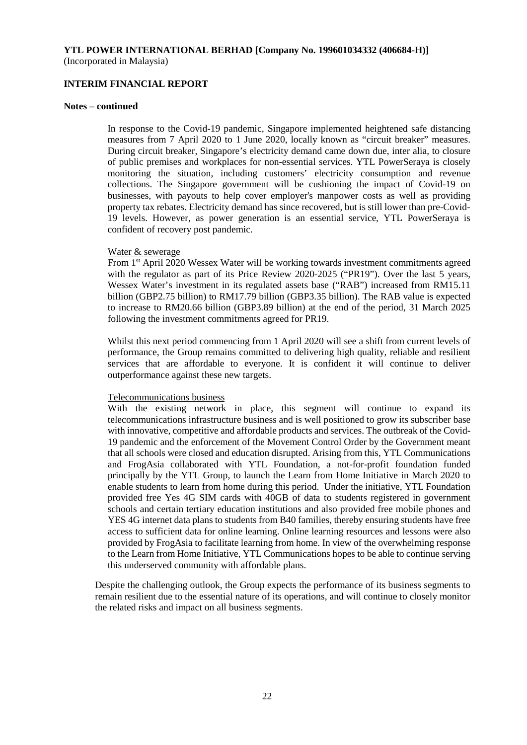**YTL POWER INTERNATIONAL BERHAD [Company No. 199601034332 (406684-H)]**
(Incorporated in Malaysia)

**INTERIM FINANCIAL REPORT**

**Notes – continued**

In response to the Covid-19 pandemic, Singapore implemented heightened safe distancing measures from 7 April 2020 to 1 June 2020, locally known as "circuit breaker" measures. During circuit breaker, Singapore's electricity demand came down due, inter alia, to closure of public premises and workplaces for non-essential services. YTL PowerSeraya is closely monitoring the situation, including customers' electricity consumption and revenue collections. The Singapore government will be cushioning the impact of Covid-19 on businesses, with payouts to help cover employer's manpower costs as well as providing property tax rebates. Electricity demand has since recovered, but is still lower than pre-Covid-19 levels. However, as power generation is an essential service, YTL PowerSeraya is confident of recovery post pandemic.

Water & sewerage

From 1st April 2020 Wessex Water will be working towards investment commitments agreed with the regulator as part of its Price Review 2020-2025 ("PR19"). Over the last 5 years, Wessex Water's investment in its regulated assets base ("RAB") increased from RM15.11 billion (GBP2.75 billion) to RM17.79 billion (GBP3.35 billion). The RAB value is expected to increase to RM20.66 billion (GBP3.89 billion) at the end of the period, 31 March 2025 following the investment commitments agreed for PR19.

Whilst this next period commencing from 1 April 2020 will see a shift from current levels of performance, the Group remains committed to delivering high quality, reliable and resilient services that are affordable to everyone. It is confident it will continue to deliver outperformance against these new targets.

Telecommunications business

With the existing network in place, this segment will continue to expand its telecommunications infrastructure business and is well positioned to grow its subscriber base with innovative, competitive and affordable products and services. The outbreak of the Covid-19 pandemic and the enforcement of the Movement Control Order by the Government meant that all schools were closed and education disrupted. Arising from this, YTL Communications and FrogAsia collaborated with YTL Foundation, a not-for-profit foundation funded principally by the YTL Group, to launch the Learn from Home Initiative in March 2020 to enable students to learn from home during this period. Under the initiative, YTL Foundation provided free Yes 4G SIM cards with 40GB of data to students registered in government schools and certain tertiary education institutions and also provided free mobile phones and YES 4G internet data plans to students from B40 families, thereby ensuring students have free access to sufficient data for online learning. Online learning resources and lessons were also provided by FrogAsia to facilitate learning from home. In view of the overwhelming response to the Learn from Home Initiative, YTL Communications hopes to be able to continue serving this underserved community with affordable plans.

Despite the challenging outlook, the Group expects the performance of its business segments to remain resilient due to the essential nature of its operations, and will continue to closely monitor the related risks and impact on all business segments.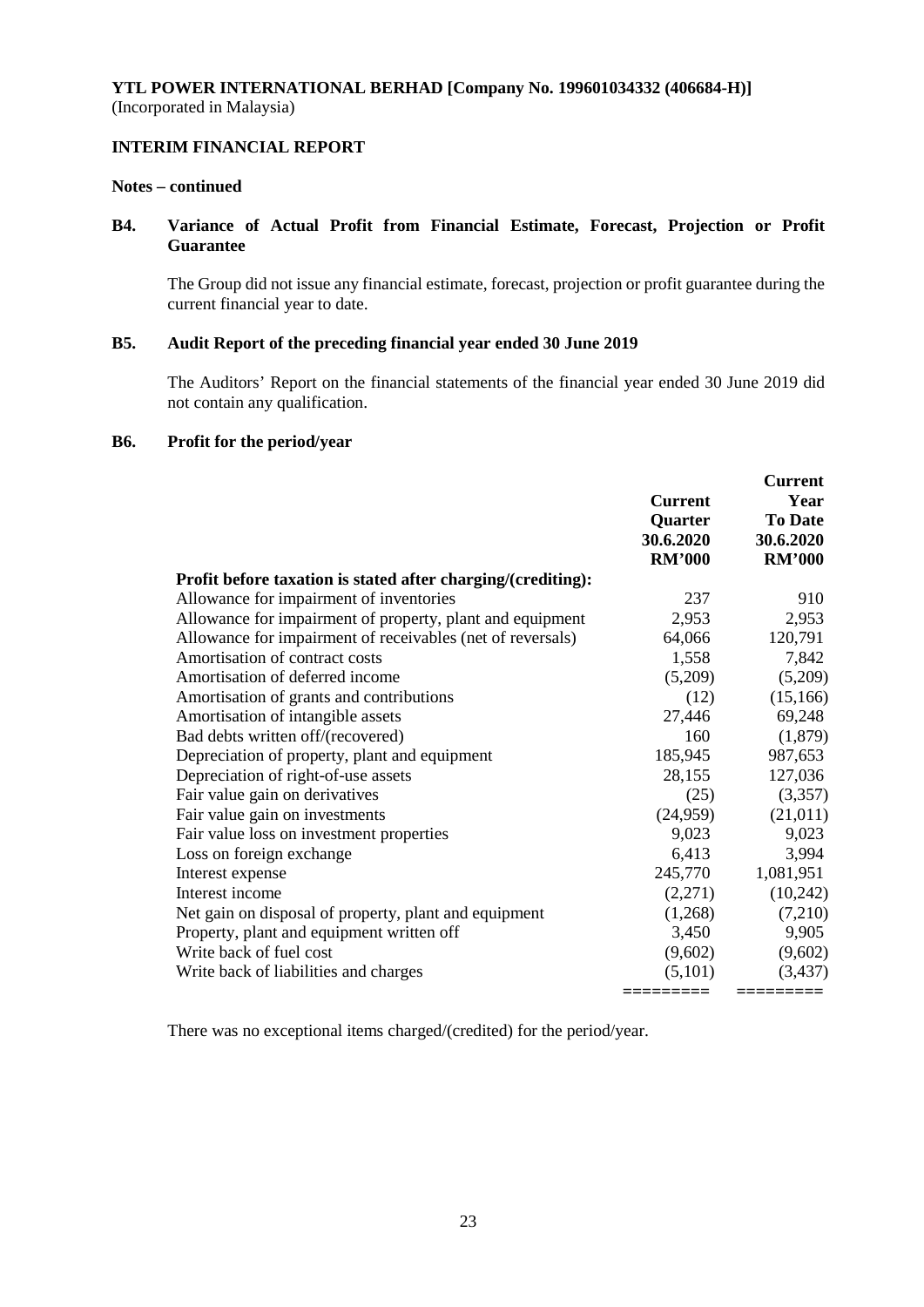**YTL POWER INTERNATIONAL BERHAD [Company No. 199601034332 (406684-H)]**
(Incorporated in Malaysia)

**INTERIM FINANCIAL REPORT**

**Notes – continued**

## B4. Variance of Actual Profit from Financial Estimate, Forecast, Projection or Profit Guarantee

The Group did not issue any financial estimate, forecast, projection or profit guarantee during the current financial year to date.

## B5. Audit Report of the preceding financial year ended 30 June 2019

The Auditors' Report on the financial statements of the financial year ended 30 June 2019 did not contain any qualification.

## B6. Profit for the period/year

| | Current Quarter 30.6.2020 RM'000 | Current Year To Date 30.6.2020 RM'000 |
|---|---|---|
| **Profit before taxation is stated after charging/(crediting):** | | |
| Allowance for impairment of inventories | 237 | 910 |
| Allowance for impairment of property, plant and equipment | 2,953 | 2,953 |
| Allowance for impairment of receivables (net of reversals) | 64,066 | 120,791 |
| Amortisation of contract costs | 1,558 | 7,842 |
| Amortisation of deferred income | (5,209) | (5,209) |
| Amortisation of grants and contributions | (12) | (15,166) |
| Amortisation of intangible assets | 27,446 | 69,248 |
| Bad debts written off/(recovered) | 160 | (1,879) |
| Depreciation of property, plant and equipment | 185,945 | 987,653 |
| Depreciation of right-of-use assets | 28,155 | 127,036 |
| Fair value gain on derivatives | (25) | (3,357) |
| Fair value gain on investments | (24,959) | (21,011) |
| Fair value loss on investment properties | 9,023 | 9,023 |
| Loss on foreign exchange | 6,413 | 3,994 |
| Interest expense | 245,770 | 1,081,951 |
| Interest income | (2,271) | (10,242) |
| Net gain on disposal of property, plant and equipment | (1,268) | (7,210) |
| Property, plant and equipment written off | 3,450 | 9,905 |
| Write back of fuel cost | (9,602) | (9,602) |
| Write back of liabilities and charges | (5,101) | (3,437) |

There was no exceptional items charged/(credited) for the period/year.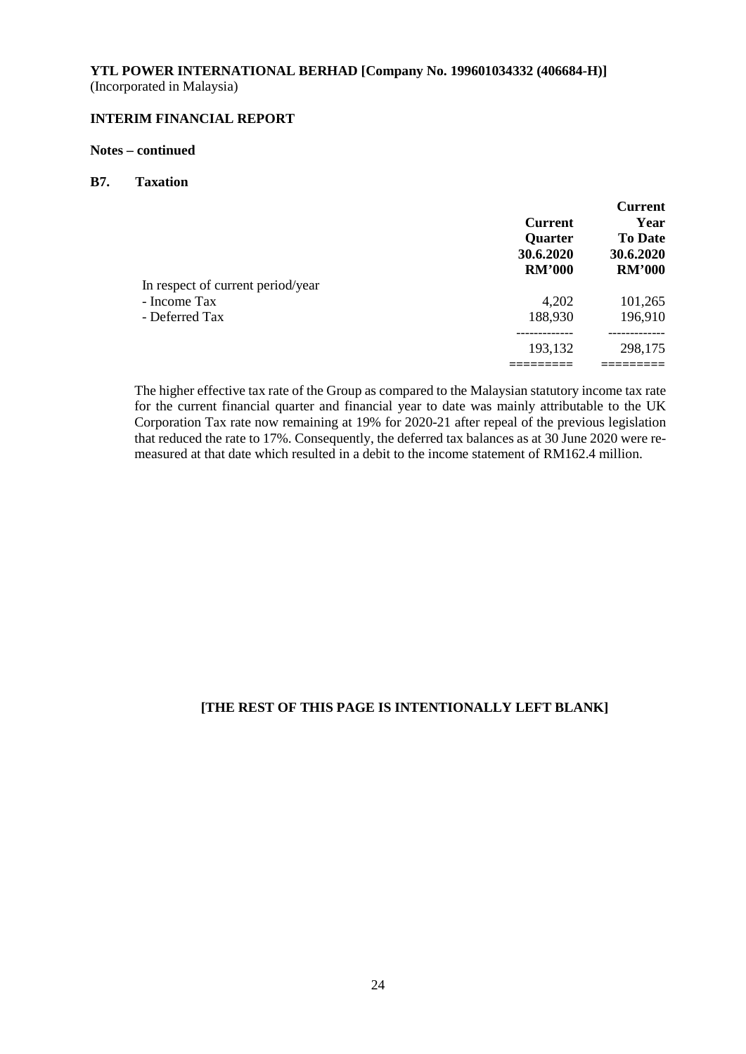**YTL POWER INTERNATIONAL BERHAD [Company No. 199601034332 (406684-H)]**
(Incorporated in Malaysia)

**INTERIM FINANCIAL REPORT**

**Notes – continued**

**B7. Taxation**

| | Current Quarter 30.6.2020 RM'000 | Current Year To Date 30.6.2020 RM'000 |
|---|---|---|
| In respect of current period/year | | |
| - Income Tax | 4,202 | 101,265 |
| - Deferred Tax | 188,930 | 196,910 |
| | 193,132 | 298,175 |

The higher effective tax rate of the Group as compared to the Malaysian statutory income tax rate for the current financial quarter and financial year to date was mainly attributable to the UK Corporation Tax rate now remaining at 19% for 2020-21 after repeal of the previous legislation that reduced the rate to 17%. Consequently, the deferred tax balances as at 30 June 2020 were re-measured at that date which resulted in a debit to the income statement of RM162.4 million.

**[THE REST OF THIS PAGE IS INTENTIONALLY LEFT BLANK]**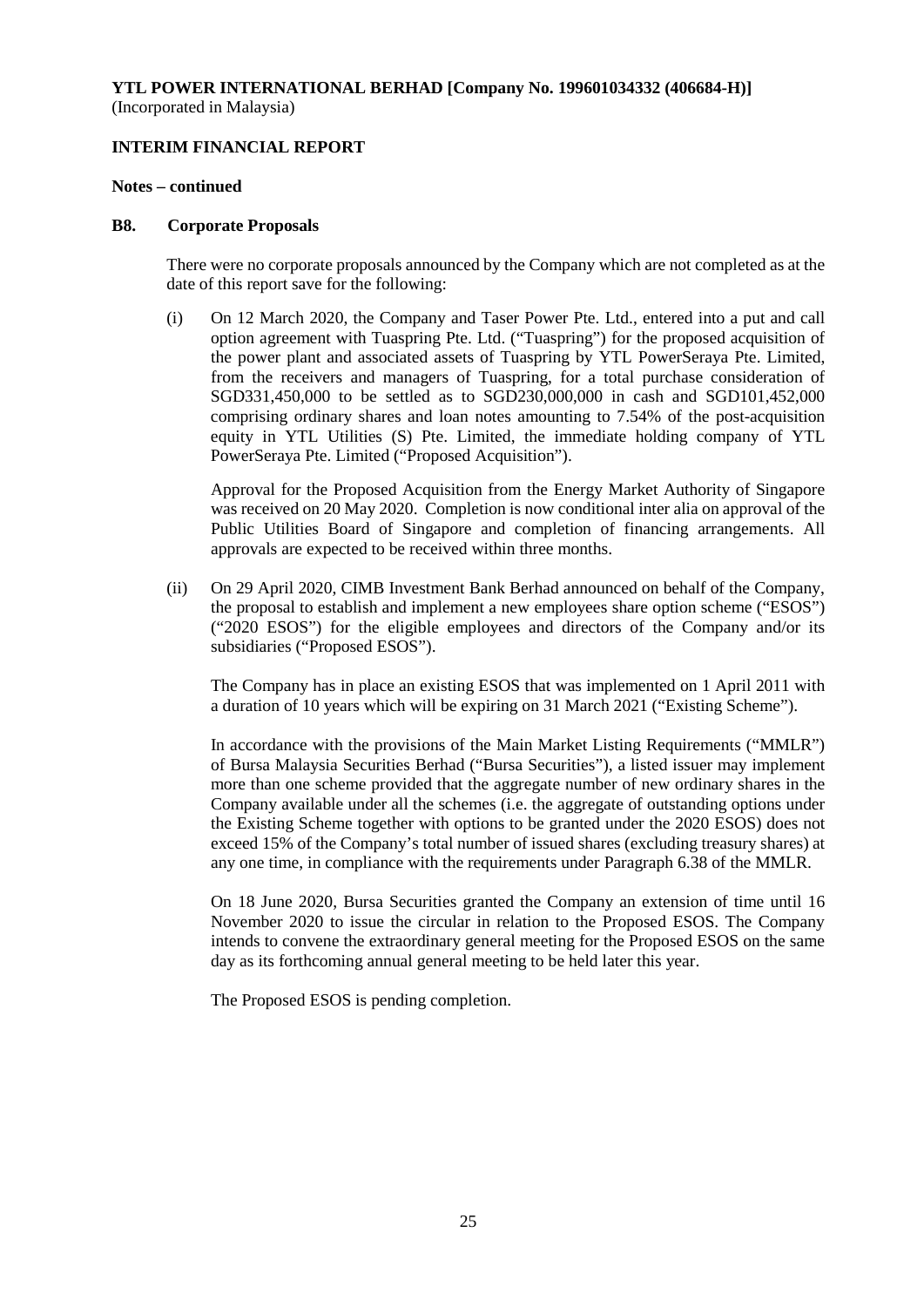**YTL POWER INTERNATIONAL BERHAD [Company No. 199601034332 (406684-H)]**
(Incorporated in Malaysia)

**INTERIM FINANCIAL REPORT**

**Notes – continued**

**B8. Corporate Proposals**

There were no corporate proposals announced by the Company which are not completed as at the date of this report save for the following:

(i) On 12 March 2020, the Company and Taser Power Pte. Ltd., entered into a put and call option agreement with Tuaspring Pte. Ltd. ("Tuaspring") for the proposed acquisition of the power plant and associated assets of Tuaspring by YTL PowerSeraya Pte. Limited, from the receivers and managers of Tuaspring, for a total purchase consideration of SGD331,450,000 to be settled as to SGD230,000,000 in cash and SGD101,452,000 comprising ordinary shares and loan notes amounting to 7.54% of the post-acquisition equity in YTL Utilities (S) Pte. Limited, the immediate holding company of YTL PowerSeraya Pte. Limited ("Proposed Acquisition").

Approval for the Proposed Acquisition from the Energy Market Authority of Singapore was received on 20 May 2020. Completion is now conditional inter alia on approval of the Public Utilities Board of Singapore and completion of financing arrangements. All approvals are expected to be received within three months.

(ii) On 29 April 2020, CIMB Investment Bank Berhad announced on behalf of the Company, the proposal to establish and implement a new employees share option scheme ("ESOS") ("2020 ESOS") for the eligible employees and directors of the Company and/or its subsidiaries ("Proposed ESOS").

The Company has in place an existing ESOS that was implemented on 1 April 2011 with a duration of 10 years which will be expiring on 31 March 2021 ("Existing Scheme").

In accordance with the provisions of the Main Market Listing Requirements ("MMLR") of Bursa Malaysia Securities Berhad ("Bursa Securities"), a listed issuer may implement more than one scheme provided that the aggregate number of new ordinary shares in the Company available under all the schemes (i.e. the aggregate of outstanding options under the Existing Scheme together with options to be granted under the 2020 ESOS) does not exceed 15% of the Company's total number of issued shares (excluding treasury shares) at any one time, in compliance with the requirements under Paragraph 6.38 of the MMLR.

On 18 June 2020, Bursa Securities granted the Company an extension of time until 16 November 2020 to issue the circular in relation to the Proposed ESOS. The Company intends to convene the extraordinary general meeting for the Proposed ESOS on the same day as its forthcoming annual general meeting to be held later this year.

The Proposed ESOS is pending completion.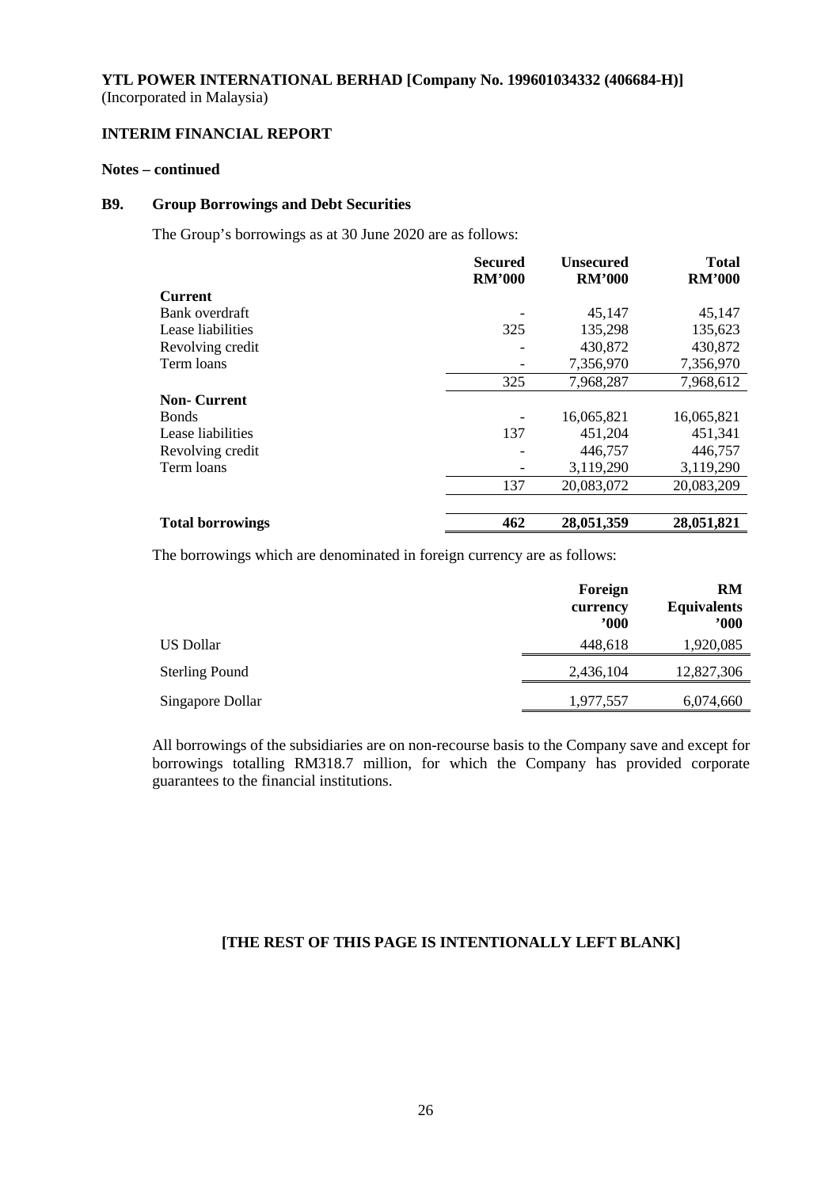**YTL POWER INTERNATIONAL BERHAD [Company No. 199601034332 (406684-H)]**
(Incorporated in Malaysia)

**INTERIM FINANCIAL REPORT**

**Notes – continued**

## B9. Group Borrowings and Debt Securities

The Group's borrowings as at 30 June 2020 are as follows:

| | Secured RM'000 | Unsecured RM'000 | Total RM'000 |
|---|---|---|---|
| **Current** | | | |
| Bank overdraft | - | 45,147 | 45,147 |
| Lease liabilities | 325 | 135,298 | 135,623 |
| Revolving credit | - | 430,872 | 430,872 |
| Term loans | - | 7,356,970 | 7,356,970 |
| | 325 | 7,968,287 | 7,968,612 |
| **Non- Current** | | | |
| Bonds | - | 16,065,821 | 16,065,821 |
| Lease liabilities | 137 | 451,204 | 451,341 |
| Revolving credit | - | 446,757 | 446,757 |
| Term loans | - | 3,119,290 | 3,119,290 |
| | 137 | 20,083,072 | 20,083,209 |
| **Total borrowings** | **462** | **28,051,359** | **28,051,821** |

The borrowings which are denominated in foreign currency are as follows:

| | Foreign currency '000 | RM Equivalents '000 |
|---|---|---|
| US Dollar | 448,618 | 1,920,085 |
| Sterling Pound | 2,436,104 | 12,827,306 |
| Singapore Dollar | 1,977,557 | 6,074,660 |

All borrowings of the subsidiaries are on non-recourse basis to the Company save and except for borrowings totalling RM318.7 million, for which the Company has provided corporate guarantees to the financial institutions.

**[THE REST OF THIS PAGE IS INTENTIONALLY LEFT BLANK]**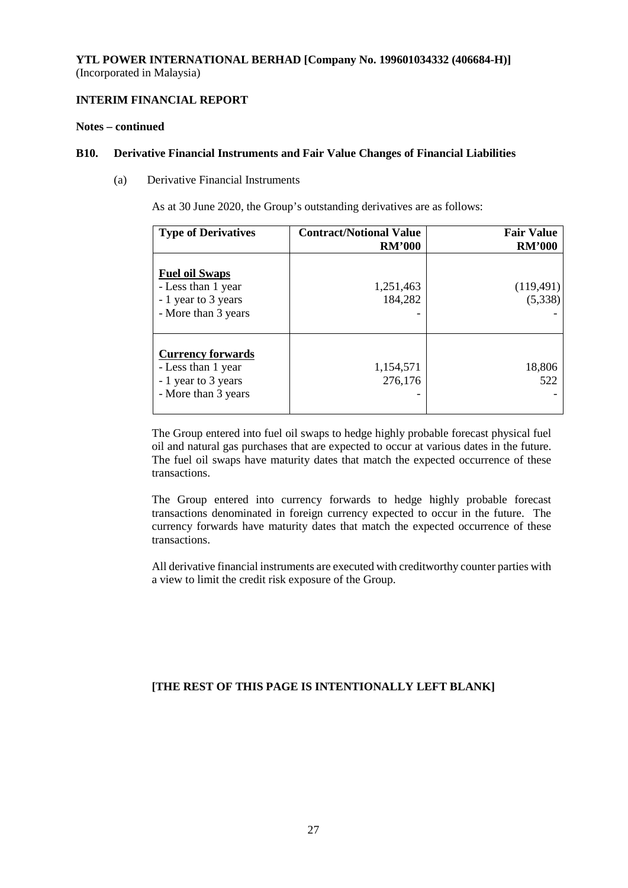**YTL POWER INTERNATIONAL BERHAD [Company No. 199601034332 (406684-H)]**
(Incorporated in Malaysia)

**INTERIM FINANCIAL REPORT**

**Notes – continued**

**B10. Derivative Financial Instruments and Fair Value Changes of Financial Liabilities**

(a) Derivative Financial Instruments

As at 30 June 2020, the Group's outstanding derivatives are as follows:

| Type of Derivatives | Contract/Notional Value RM'000 | Fair Value RM'000 |
|---|---|---|
| **Fuel oil Swaps** | | |
| - Less than 1 year | 1,251,463 | (119,491) |
| - 1 year to 3 years | 184,282 | (5,338) |
| - More than 3 years | - | - |
| **Currency forwards** | | |
| - Less than 1 year | 1,154,571 | 18,806 |
| - 1 year to 3 years | 276,176 | 522 |
| - More than 3 years | - | - |

The Group entered into fuel oil swaps to hedge highly probable forecast physical fuel oil and natural gas purchases that are expected to occur at various dates in the future. The fuel oil swaps have maturity dates that match the expected occurrence of these transactions.

The Group entered into currency forwards to hedge highly probable forecast transactions denominated in foreign currency expected to occur in the future. The currency forwards have maturity dates that match the expected occurrence of these transactions.

All derivative financial instruments are executed with creditworthy counter parties with a view to limit the credit risk exposure of the Group.

**[THE REST OF THIS PAGE IS INTENTIONALLY LEFT BLANK]**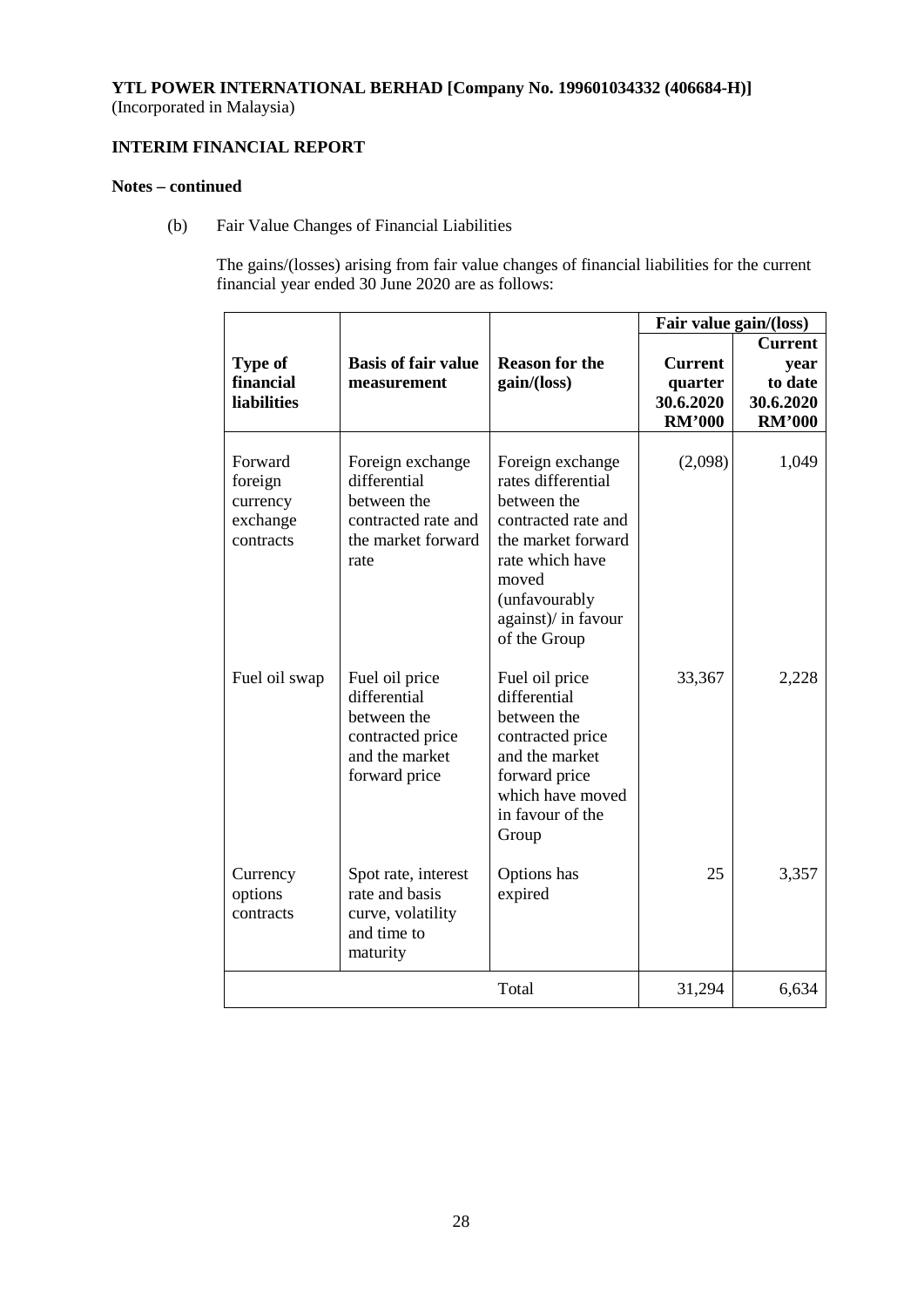**YTL POWER INTERNATIONAL BERHAD [Company No. 199601034332 (406684-H)]**
(Incorporated in Malaysia)

**INTERIM FINANCIAL REPORT**

**Notes – continued**

(b) Fair Value Changes of Financial Liabilities

The gains/(losses) arising from fair value changes of financial liabilities for the current financial year ended 30 June 2020 are as follows:

| **Type of financial liabilities** | **Basis of fair value measurement** | **Reason for the gain/(loss)** | **Fair value gain/(loss)** | |
|---|---|---|---|---|
| | | | **Current quarter 30.6.2020 RM'000** | **Current year to date 30.6.2020 RM'000** |
| Forward foreign currency exchange contracts | Foreign exchange differential between the contracted rate and the market forward rate | Foreign exchange rates differential between the contracted rate and the market forward rate which have moved (unfavourably against)/ in favour of the Group | (2,098) | 1,049 |
| Fuel oil swap | Fuel oil price differential between the contracted price and the market forward price | Fuel oil price differential between the contracted price and the market forward price which have moved in favour of the Group | 33,367 | 2,228 |
| Currency options contracts | Spot rate, interest rate and basis curve, volatility and time to maturity | Options has expired | 25 | 3,357 |
| | | Total | 31,294 | 6,634 |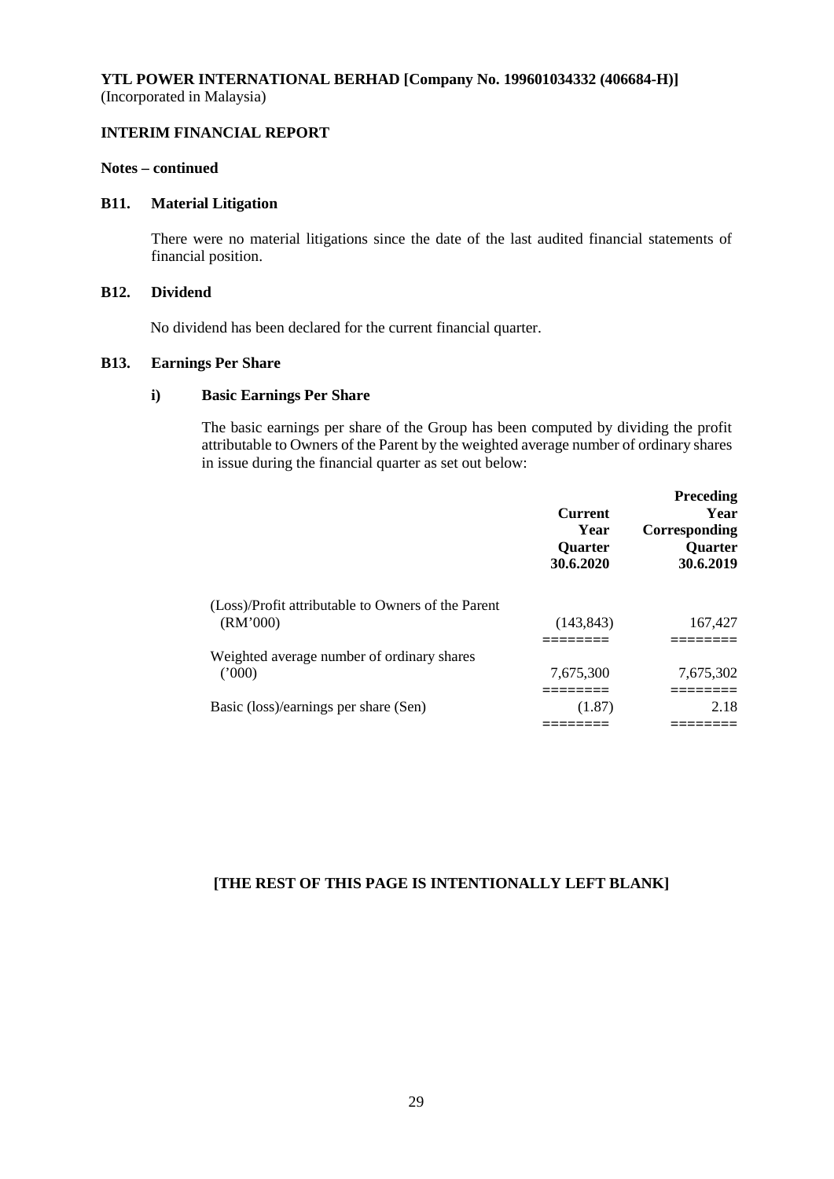**YTL POWER INTERNATIONAL BERHAD [Company No. 199601034332 (406684-H)]**
(Incorporated in Malaysia)

**INTERIM FINANCIAL REPORT**

**Notes – continued**

## B11. Material Litigation

There were no material litigations since the date of the last audited financial statements of financial position.

## B12. Dividend

No dividend has been declared for the current financial quarter.

## B13. Earnings Per Share

### i) Basic Earnings Per Share

The basic earnings per share of the Group has been computed by dividing the profit attributable to Owners of the Parent by the weighted average number of ordinary shares in issue during the financial quarter as set out below:

| | Current Year Quarter 30.6.2020 | Preceding Year Corresponding Quarter 30.6.2019 |
|---|---|---|
| (Loss)/Profit attributable to Owners of the Parent (RM'000) | (143,843) | 167,427 |
| Weighted average number of ordinary shares ('000) | 7,675,300 | 7,675,302 |
| Basic (loss)/earnings per share (Sen) | (1.87) | 2.18 |

**[THE REST OF THIS PAGE IS INTENTIONALLY LEFT BLANK]**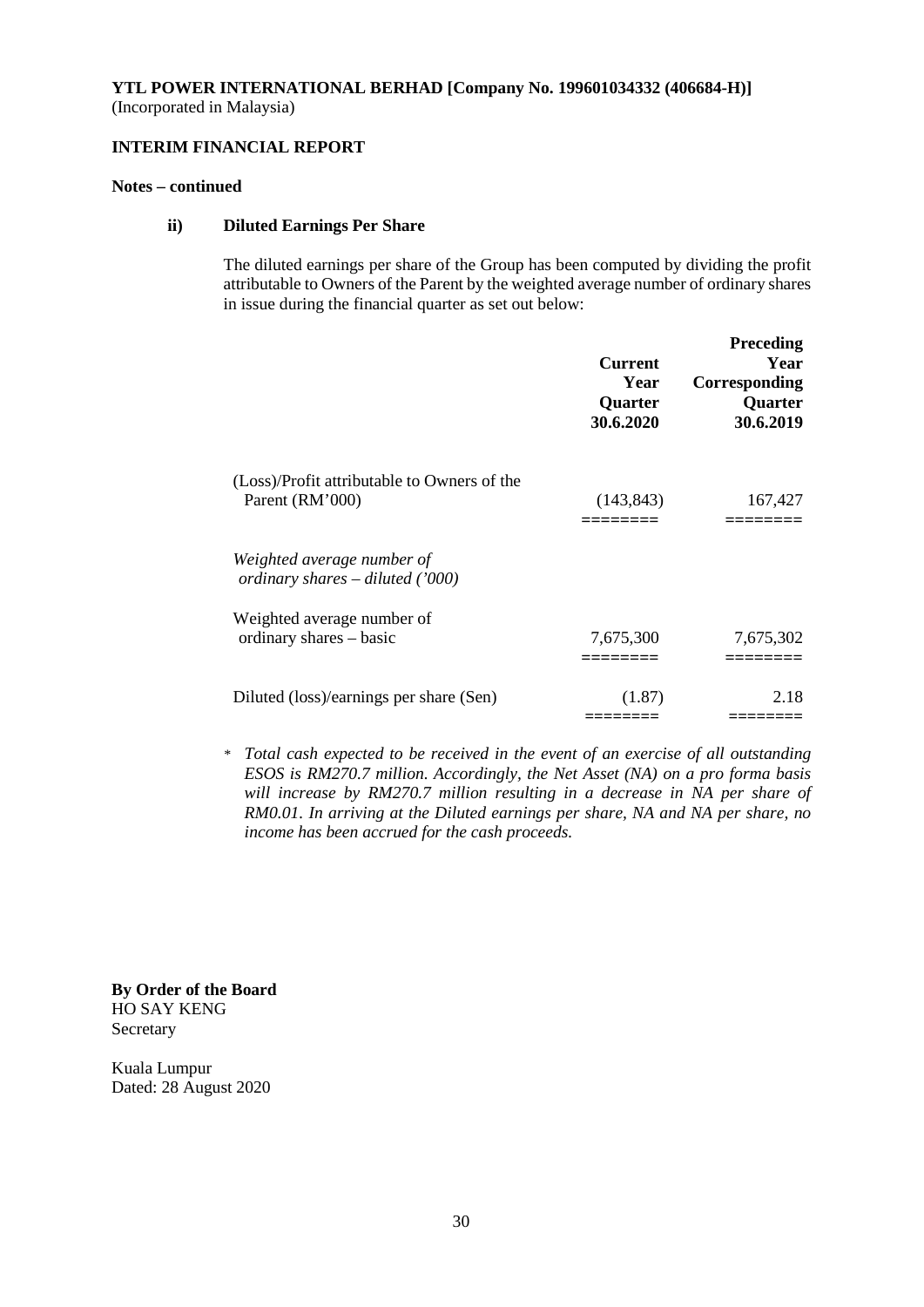**YTL POWER INTERNATIONAL BERHAD [Company No. 199601034332 (406684-H)]**
(Incorporated in Malaysia)

**INTERIM FINANCIAL REPORT**

**Notes – continued**

**ii) Diluted Earnings Per Share**

The diluted earnings per share of the Group has been computed by dividing the profit attributable to Owners of the Parent by the weighted average number of ordinary shares in issue during the financial quarter as set out below:

| | Current Year Quarter 30.6.2020 | Preceding Year Corresponding Quarter 30.6.2019 |
|---|---|---|
| (Loss)/Profit attributable to Owners of the Parent (RM'000) | (143,843) | 167,427 |
| *Weighted average number of ordinary shares – diluted ('000)* | | |
| Weighted average number of ordinary shares – basic | 7,675,300 | 7,675,302 |
| Diluted (loss)/earnings per share (Sen) | (1.87) | 2.18 |

\* *Total cash expected to be received in the event of an exercise of all outstanding ESOS is RM270.7 million. Accordingly, the Net Asset (NA) on a pro forma basis will increase by RM270.7 million resulting in a decrease in NA per share of RM0.01. In arriving at the Diluted earnings per share, NA and NA per share, no income has been accrued for the cash proceeds.*

**By Order of the Board**
HO SAY KENG
Secretary

Kuala Lumpur
Dated: 28 August 2020